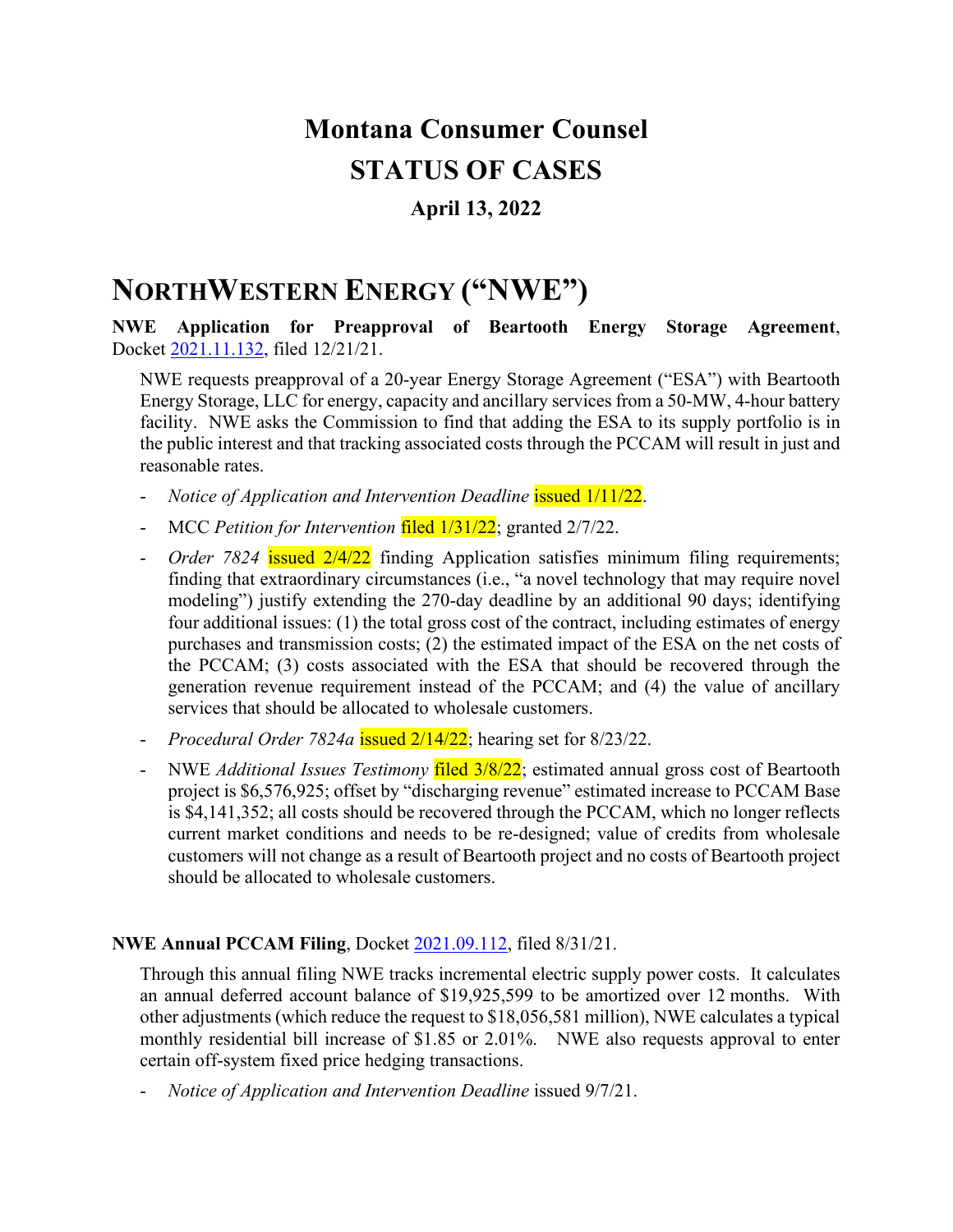# Montana Consumer Counsel

# STATUS OF CASES

### April 13, 2022

## NORTHWESTERN ENERGY ("NWE")

**NWE Application for Preapproval of Beartooth Energy Storage Agreement**, Docket 2021.11.132, filed 12/21/21.

NWE requests preapproval of a 20-year Energy Storage Agreement ("ESA") with Beartooth Energy Storage, LLC for energy, capacity and ancillary services from a 50-MW, 4-hour battery facility. NWE asks the Commission to find that adding the ESA to its supply portfolio is in the public interest and that tracking associated costs through the PCCAM will result in just and reasonable rates.

- *Notice of Application and Intervention Deadline* issued 1/11/22.
- MCC *Petition for Intervention* filed 1/31/22; granted 2/7/22.
- *Order 7824* issued 2/4/22 finding Application satisfies minimum filing requirements; finding that extraordinary circumstances (i.e., "a novel technology that may require novel modeling") justify extending the 270-day deadline by an additional 90 days; identifying four additional issues: (1) the total gross cost of the contract, including estimates of energy purchases and transmission costs; (2) the estimated impact of the ESA on the net costs of the PCCAM; (3) costs associated with the ESA that should be recovered through the generation revenue requirement instead of the PCCAM; and (4) the value of ancillary services that should be allocated to wholesale customers.
- *Procedural Order 7824a* issued 2/14/22; hearing set for 8/23/22.
- NWE *Additional Issues Testimony* filed 3/8/22; estimated annual gross cost of Beartooth project is $6,576,925; offset by "discharging revenue" estimated increase to PCCAM Base is $4,141,352; all costs should be recovered through the PCCAM, which no longer reflects current market conditions and needs to be re-designed; value of credits from wholesale customers will not change as a result of Beartooth project and no costs of Beartooth project should be allocated to wholesale customers.

**NWE Annual PCCAM Filing**, Docket 2021.09.112, filed 8/31/21.

Through this annual filing NWE tracks incremental electric supply power costs. It calculates an annual deferred account balance of $19,925,599 to be amortized over 12 months. With other adjustments (which reduce the request to $18,056,581 million), NWE calculates a typical monthly residential bill increase of $1.85 or 2.01%. NWE also requests approval to enter certain off-system fixed price hedging transactions.

- *Notice of Application and Intervention Deadline* issued 9/7/21.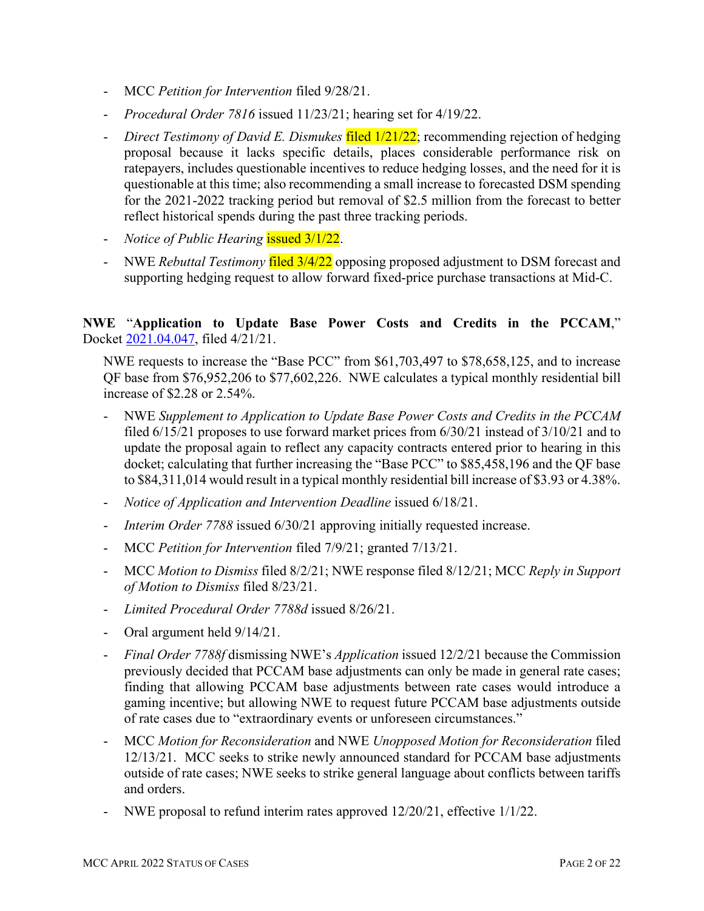- MCC *Petition for Intervention* filed 9/28/21.
- *Procedural Order 7816* issued 11/23/21; hearing set for 4/19/22.
- *Direct Testimony of David E. Dismukes* filed 1/21/22; recommending rejection of hedging proposal because it lacks specific details, places considerable performance risk on ratepayers, includes questionable incentives to reduce hedging losses, and the need for it is questionable at this time; also recommending a small increase to forecasted DSM spending for the 2021-2022 tracking period but removal of $2.5 million from the forecast to better reflect historical spends during the past three tracking periods.
- *Notice of Public Hearing* issued 3/1/22.
- NWE *Rebuttal Testimony* filed 3/4/22 opposing proposed adjustment to DSM forecast and supporting hedging request to allow forward fixed-price purchase transactions at Mid-C.

**NWE** "**Application to Update Base Power Costs and Credits in the PCCAM**," Docket [2021.04.047](), filed 4/21/21.

NWE requests to increase the "Base PCC" from $61,703,497 to $78,658,125, and to increase QF base from $76,952,206 to $77,602,226. NWE calculates a typical monthly residential bill increase of $2.28 or 2.54%.

- NWE *Supplement to Application to Update Base Power Costs and Credits in the PCCAM* filed 6/15/21 proposes to use forward market prices from 6/30/21 instead of 3/10/21 and to update the proposal again to reflect any capacity contracts entered prior to hearing in this docket; calculating that further increasing the "Base PCC" to $85,458,196 and the QF base to $84,311,014 would result in a typical monthly residential bill increase of $3.93 or 4.38%.
- *Notice of Application and Intervention Deadline* issued 6/18/21.
- *Interim Order 7788* issued 6/30/21 approving initially requested increase.
- MCC *Petition for Intervention* filed 7/9/21; granted 7/13/21.
- MCC *Motion to Dismiss* filed 8/2/21; NWE response filed 8/12/21; MCC *Reply in Support of Motion to Dismiss* filed 8/23/21.
- *Limited Procedural Order 7788d* issued 8/26/21.
- Oral argument held 9/14/21.
- *Final Order 7788f* dismissing NWE's *Application* issued 12/2/21 because the Commission previously decided that PCCAM base adjustments can only be made in general rate cases; finding that allowing PCCAM base adjustments between rate cases would introduce a gaming incentive; but allowing NWE to request future PCCAM base adjustments outside of rate cases due to "extraordinary events or unforeseen circumstances."
- MCC *Motion for Reconsideration* and NWE *Unopposed Motion for Reconsideration* filed 12/13/21. MCC seeks to strike newly announced standard for PCCAM base adjustments outside of rate cases; NWE seeks to strike general language about conflicts between tariffs and orders.
- NWE proposal to refund interim rates approved 12/20/21, effective 1/1/22.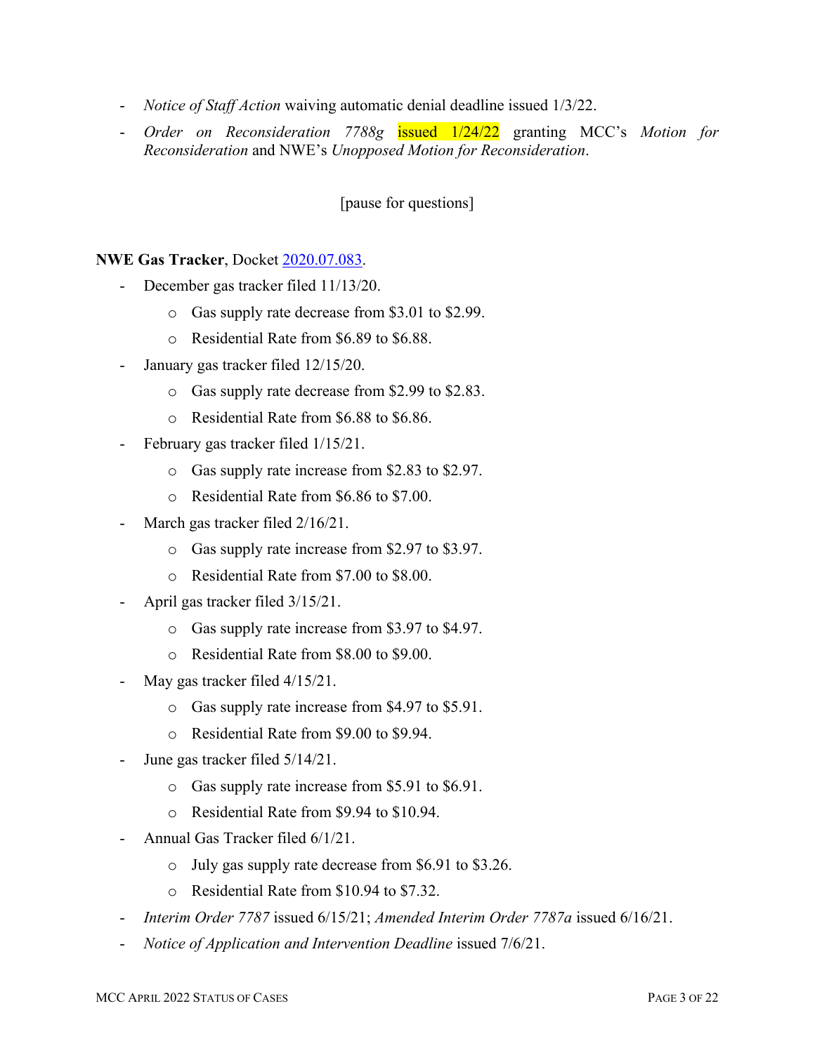- *Notice of Staff Action* waiving automatic denial deadline issued 1/3/22.
- *Order on Reconsideration 7788g* issued 1/24/22 granting MCC's *Motion for Reconsideration* and NWE's *Unopposed Motion for Reconsideration*.

[pause for questions]

**NWE Gas Tracker**, Docket 2020.07.083.

- December gas tracker filed 11/13/20.
  - Gas supply rate decrease from $3.01 to $2.99.
  - Residential Rate from $6.89 to $6.88.
- January gas tracker filed 12/15/20.
  - Gas supply rate decrease from $2.99 to $2.83.
  - Residential Rate from $6.88 to $6.86.
- February gas tracker filed 1/15/21.
  - Gas supply rate increase from $2.83 to $2.97.
  - Residential Rate from $6.86 to $7.00.
- March gas tracker filed 2/16/21.
  - Gas supply rate increase from $2.97 to $3.97.
  - Residential Rate from $7.00 to $8.00.
- April gas tracker filed 3/15/21.
  - Gas supply rate increase from $3.97 to $4.97.
  - Residential Rate from $8.00 to $9.00.
- May gas tracker filed 4/15/21.
  - Gas supply rate increase from $4.97 to $5.91.
  - Residential Rate from $9.00 to $9.94.
- June gas tracker filed 5/14/21.
  - Gas supply rate increase from $5.91 to $6.91.
  - Residential Rate from $9.94 to $10.94.
- Annual Gas Tracker filed 6/1/21.
  - July gas supply rate decrease from $6.91 to $3.26.
  - Residential Rate from $10.94 to $7.32.
- *Interim Order 7787* issued 6/15/21; *Amended Interim Order 7787a* issued 6/16/21.
- *Notice of Application and Intervention Deadline* issued 7/6/21.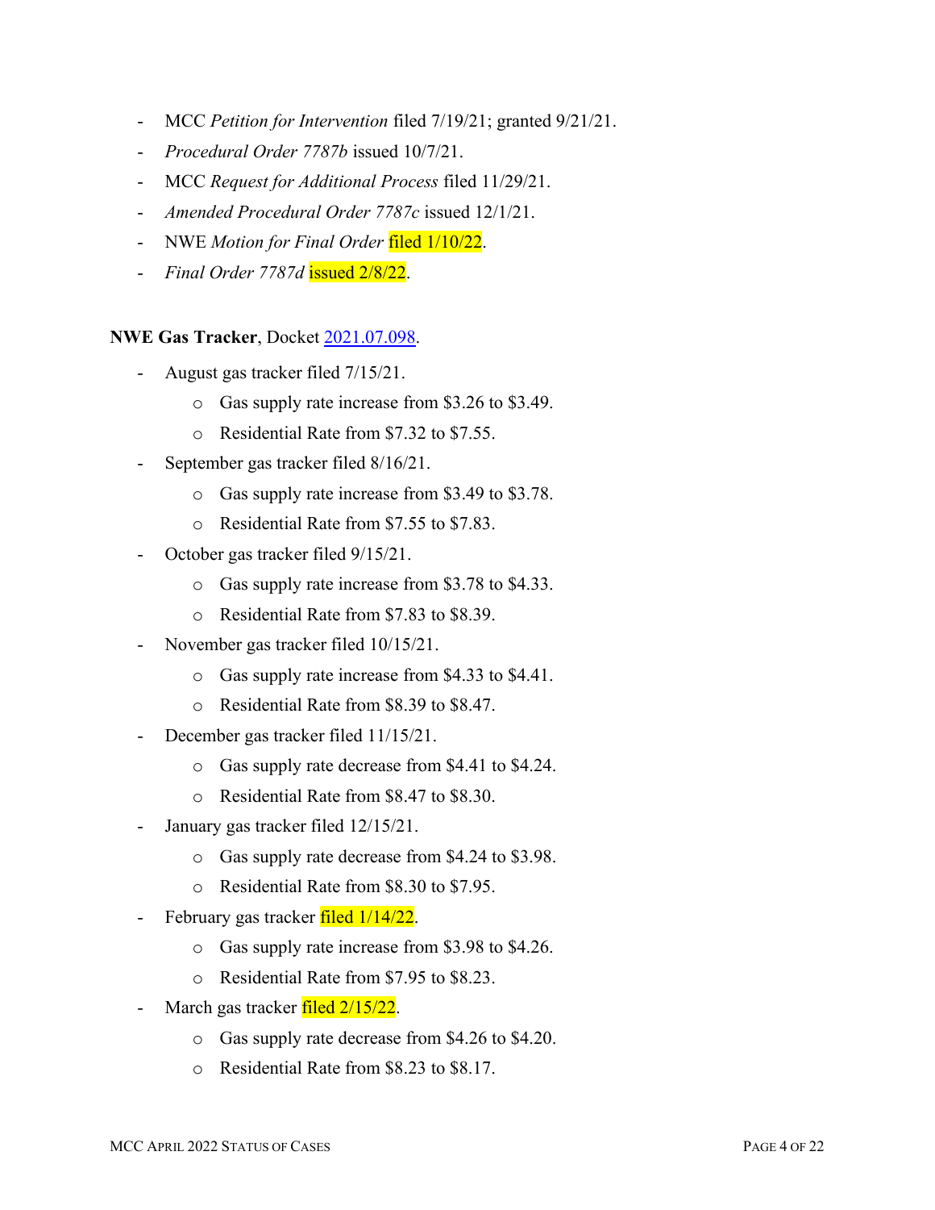- MCC *Petition for Intervention* filed 7/19/21; granted 9/21/21.
- *Procedural Order 7787b* issued 10/7/21.
- MCC *Request for Additional Process* filed 11/29/21.
- *Amended Procedural Order 7787c* issued 12/1/21.
- NWE *Motion for Final Order* filed 1/10/22.
- *Final Order 7787d* issued 2/8/22.

**NWE Gas Tracker**, Docket 2021.07.098.

- August gas tracker filed 7/15/21.
  - Gas supply rate increase from $3.26 to $3.49.
  - Residential Rate from $7.32 to $7.55.
- September gas tracker filed 8/16/21.
  - Gas supply rate increase from $3.49 to $3.78.
  - Residential Rate from $7.55 to $7.83.
- October gas tracker filed 9/15/21.
  - Gas supply rate increase from $3.78 to $4.33.
  - Residential Rate from $7.83 to $8.39.
- November gas tracker filed 10/15/21.
  - Gas supply rate increase from $4.33 to $4.41.
  - Residential Rate from $8.39 to $8.47.
- December gas tracker filed 11/15/21.
  - Gas supply rate decrease from $4.41 to $4.24.
  - Residential Rate from $8.47 to $8.30.
- January gas tracker filed 12/15/21.
  - Gas supply rate decrease from $4.24 to $3.98.
  - Residential Rate from $8.30 to $7.95.
- February gas tracker filed 1/14/22.
  - Gas supply rate increase from $3.98 to $4.26.
  - Residential Rate from $7.95 to $8.23.
- March gas tracker filed 2/15/22.
  - Gas supply rate decrease from $4.26 to $4.20.
  - Residential Rate from $8.23 to $8.17.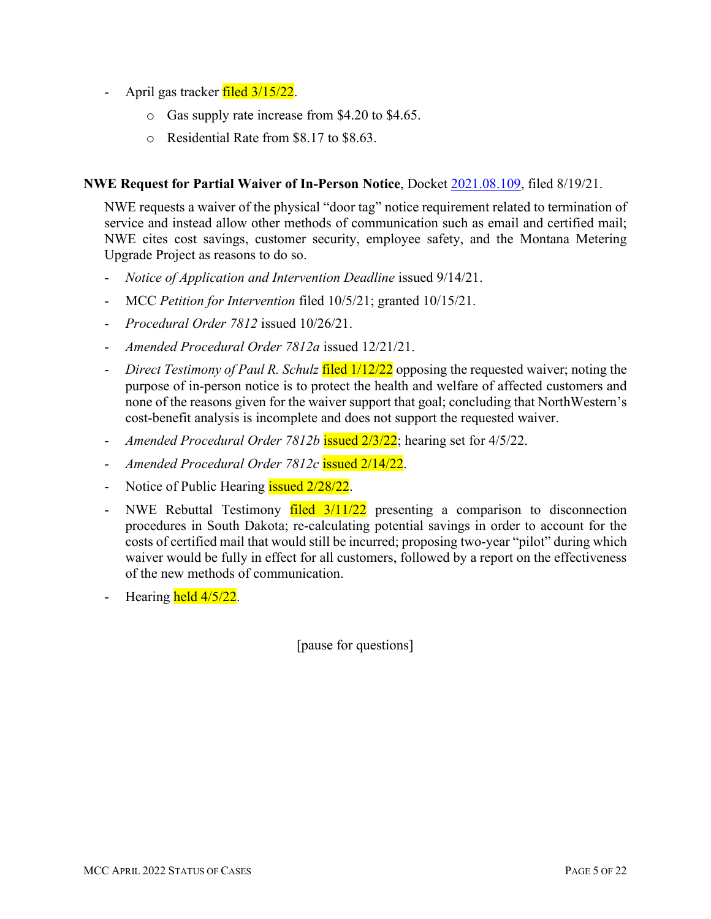- April gas tracker filed 3/15/22.
    - Gas supply rate increase from $4.20 to $4.65.
    - Residential Rate from $8.17 to $8.63.

**NWE Request for Partial Waiver of In-Person Notice**, Docket 2021.08.109, filed 8/19/21.

NWE requests a waiver of the physical "door tag" notice requirement related to termination of service and instead allow other methods of communication such as email and certified mail; NWE cites cost savings, customer security, employee safety, and the Montana Metering Upgrade Project as reasons to do so.

- *Notice of Application and Intervention Deadline* issued 9/14/21.
- MCC *Petition for Intervention* filed 10/5/21; granted 10/15/21.
- *Procedural Order 7812* issued 10/26/21.
- *Amended Procedural Order 7812a* issued 12/21/21.
- *Direct Testimony of Paul R. Schulz* filed 1/12/22 opposing the requested waiver; noting the purpose of in-person notice is to protect the health and welfare of affected customers and none of the reasons given for the waiver support that goal; concluding that NorthWestern's cost-benefit analysis is incomplete and does not support the requested waiver.
- *Amended Procedural Order 7812b* issued 2/3/22; hearing set for 4/5/22.
- *Amended Procedural Order 7812c* issued 2/14/22.
- Notice of Public Hearing issued 2/28/22.
- NWE Rebuttal Testimony filed 3/11/22 presenting a comparison to disconnection procedures in South Dakota; re-calculating potential savings in order to account for the costs of certified mail that would still be incurred; proposing two-year "pilot" during which waiver would be fully in effect for all customers, followed by a report on the effectiveness of the new methods of communication.
- Hearing held 4/5/22.

[pause for questions]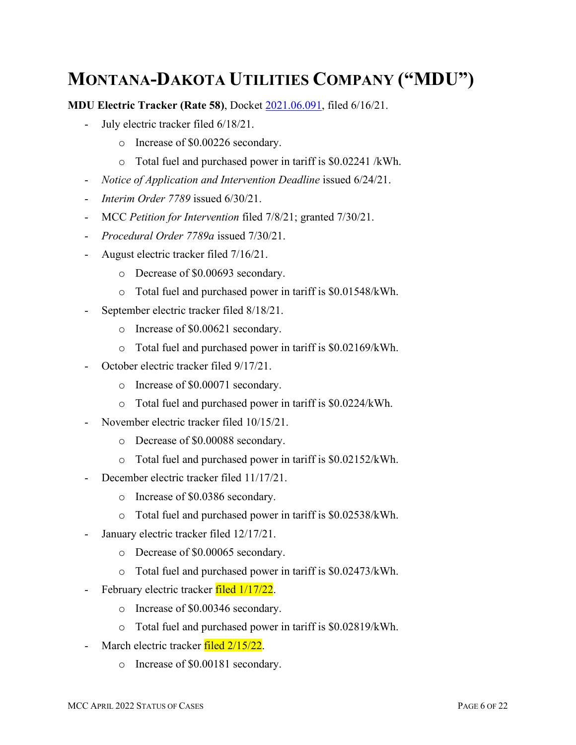# MONTANA-DAKOTA UTILITIES COMPANY ("MDU")

**MDU Electric Tracker (Rate 58)**, Docket 2021.06.091, filed 6/16/21.

- July electric tracker filed 6/18/21.
  - Increase of $0.00226 secondary.
  - Total fuel and purchased power in tariff is $0.02241 /kWh.
- *Notice of Application and Intervention Deadline* issued 6/24/21.
- *Interim Order 7789* issued 6/30/21.
- MCC *Petition for Intervention* filed 7/8/21; granted 7/30/21.
- *Procedural Order 7789a* issued 7/30/21.
- August electric tracker filed 7/16/21.
  - Decrease of $0.00693 secondary.
  - Total fuel and purchased power in tariff is $0.01548/kWh.
- September electric tracker filed 8/18/21.
  - Increase of $0.00621 secondary.
  - Total fuel and purchased power in tariff is $0.02169/kWh.
- October electric tracker filed 9/17/21.
  - Increase of $0.00071 secondary.
  - Total fuel and purchased power in tariff is $0.0224/kWh.
- November electric tracker filed 10/15/21.
  - Decrease of $0.00088 secondary.
  - Total fuel and purchased power in tariff is $0.02152/kWh.
- December electric tracker filed 11/17/21.
  - Increase of $0.0386 secondary.
  - Total fuel and purchased power in tariff is $0.02538/kWh.
- January electric tracker filed 12/17/21.
  - Decrease of $0.00065 secondary.
  - Total fuel and purchased power in tariff is $0.02473/kWh.
- February electric tracker filed 1/17/22.
  - Increase of $0.00346 secondary.
  - Total fuel and purchased power in tariff is $0.02819/kWh.
- March electric tracker filed 2/15/22.
  - Increase of $0.00181 secondary.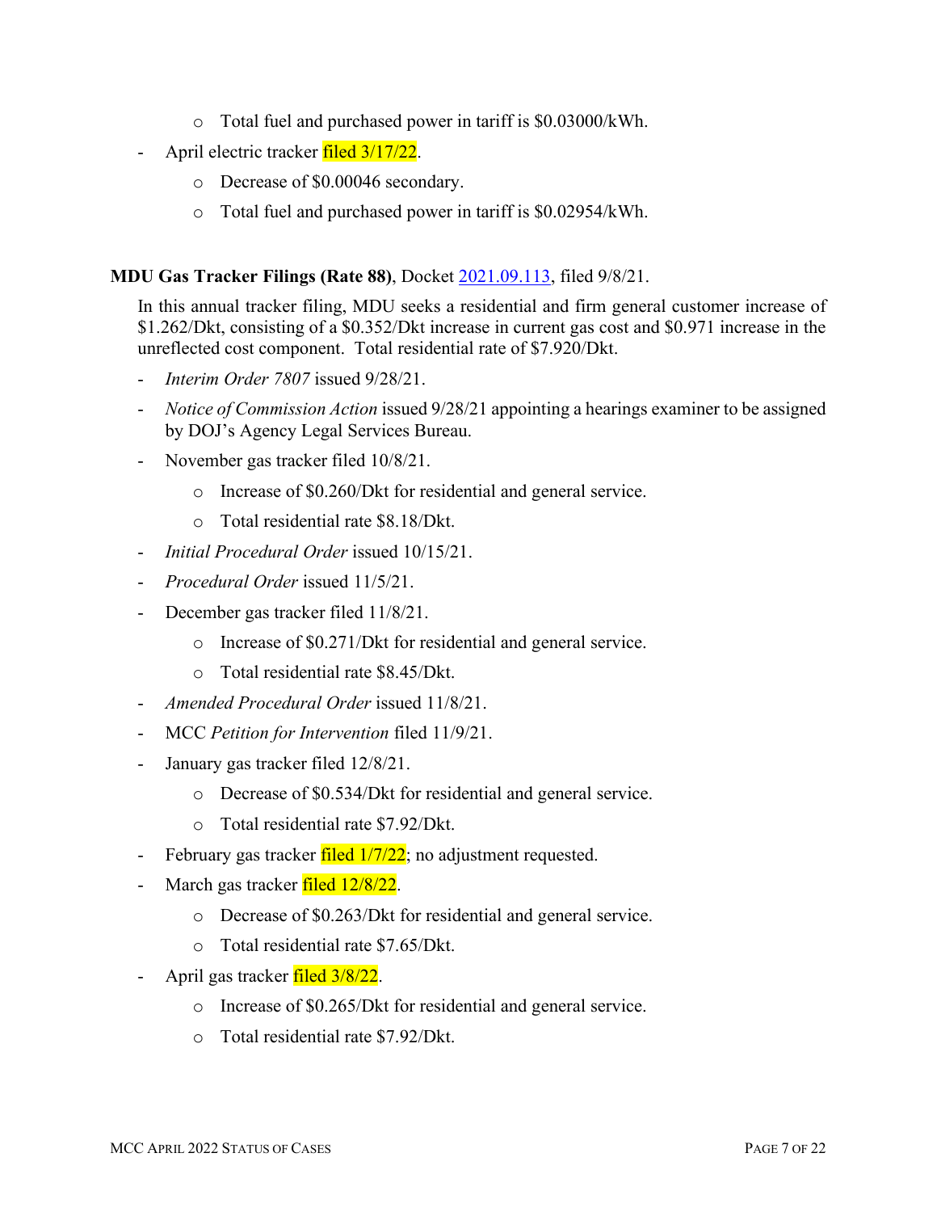- Total fuel and purchased power in tariff is $0.03000/kWh.
- April electric tracker filed 3/17/22.
  - Decrease of $0.00046 secondary.
  - Total fuel and purchased power in tariff is $0.02954/kWh.

**MDU Gas Tracker Filings (Rate 88)**, Docket 2021.09.113, filed 9/8/21.

In this annual tracker filing, MDU seeks a residential and firm general customer increase of $1.262/Dkt, consisting of a $0.352/Dkt increase in current gas cost and $0.971 increase in the unreflected cost component. Total residential rate of $7.920/Dkt.

- *Interim Order 7807* issued 9/28/21.
- *Notice of Commission Action* issued 9/28/21 appointing a hearings examiner to be assigned by DOJ's Agency Legal Services Bureau.
- November gas tracker filed 10/8/21.
  - Increase of $0.260/Dkt for residential and general service.
  - Total residential rate $8.18/Dkt.
- *Initial Procedural Order* issued 10/15/21.
- *Procedural Order* issued 11/5/21.
- December gas tracker filed 11/8/21.
  - Increase of $0.271/Dkt for residential and general service.
  - Total residential rate $8.45/Dkt.
- *Amended Procedural Order* issued 11/8/21.
- MCC *Petition for Intervention* filed 11/9/21.
- January gas tracker filed 12/8/21.
  - Decrease of $0.534/Dkt for residential and general service.
  - Total residential rate $7.92/Dkt.
- February gas tracker filed 1/7/22; no adjustment requested.
- March gas tracker filed 12/8/22.
  - Decrease of $0.263/Dkt for residential and general service.
  - Total residential rate $7.65/Dkt.
- April gas tracker filed 3/8/22.
  - Increase of $0.265/Dkt for residential and general service.
  - Total residential rate $7.92/Dkt.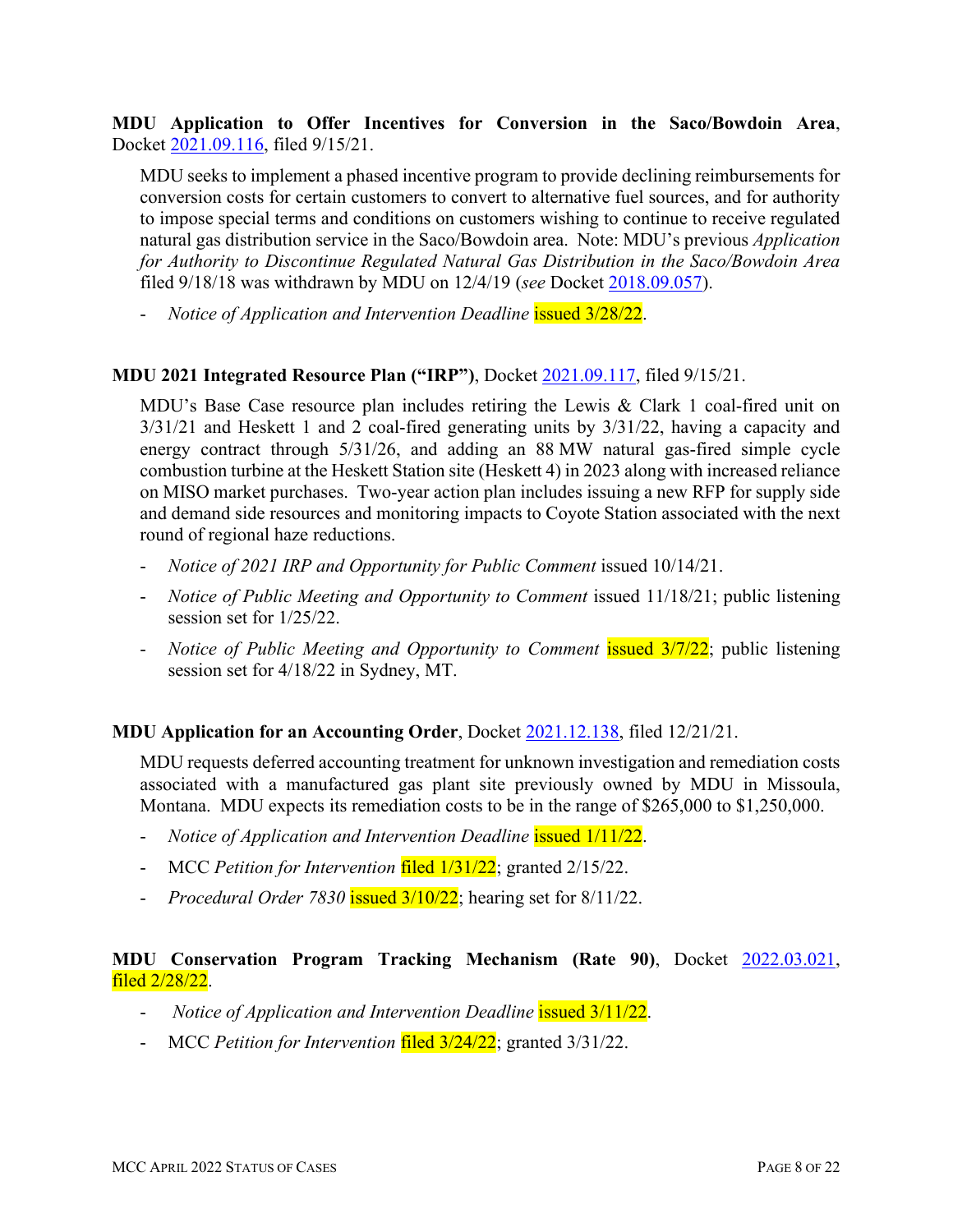**MDU Application to Offer Incentives for Conversion in the Saco/Bowdoin Area**, Docket 2021.09.116, filed 9/15/21.

MDU seeks to implement a phased incentive program to provide declining reimbursements for conversion costs for certain customers to convert to alternative fuel sources, and for authority to impose special terms and conditions on customers wishing to continue to receive regulated natural gas distribution service in the Saco/Bowdoin area. Note: MDU's previous *Application for Authority to Discontinue Regulated Natural Gas Distribution in the Saco/Bowdoin Area* filed 9/18/18 was withdrawn by MDU on 12/4/19 (*see* Docket 2018.09.057).

- *Notice of Application and Intervention Deadline* issued 3/28/22.

**MDU 2021 Integrated Resource Plan ("IRP")**, Docket 2021.09.117, filed 9/15/21.

MDU's Base Case resource plan includes retiring the Lewis & Clark 1 coal-fired unit on 3/31/21 and Heskett 1 and 2 coal-fired generating units by 3/31/22, having a capacity and energy contract through 5/31/26, and adding an 88 MW natural gas-fired simple cycle combustion turbine at the Heskett Station site (Heskett 4) in 2023 along with increased reliance on MISO market purchases. Two-year action plan includes issuing a new RFP for supply side and demand side resources and monitoring impacts to Coyote Station associated with the next round of regional haze reductions.

- *Notice of 2021 IRP and Opportunity for Public Comment* issued 10/14/21.
- *Notice of Public Meeting and Opportunity to Comment* issued 11/18/21; public listening session set for 1/25/22.
- *Notice of Public Meeting and Opportunity to Comment* issued 3/7/22; public listening session set for 4/18/22 in Sydney, MT.

**MDU Application for an Accounting Order**, Docket 2021.12.138, filed 12/21/21.

MDU requests deferred accounting treatment for unknown investigation and remediation costs associated with a manufactured gas plant site previously owned by MDU in Missoula, Montana. MDU expects its remediation costs to be in the range of $265,000 to $1,250,000.

- *Notice of Application and Intervention Deadline* issued 1/11/22.
- MCC *Petition for Intervention* filed 1/31/22; granted 2/15/22.
- *Procedural Order 7830* issued 3/10/22; hearing set for 8/11/22.

**MDU Conservation Program Tracking Mechanism (Rate 90)**, Docket 2022.03.021, filed 2/28/22.

- *Notice of Application and Intervention Deadline* issued 3/11/22.
- MCC *Petition for Intervention* filed 3/24/22; granted 3/31/22.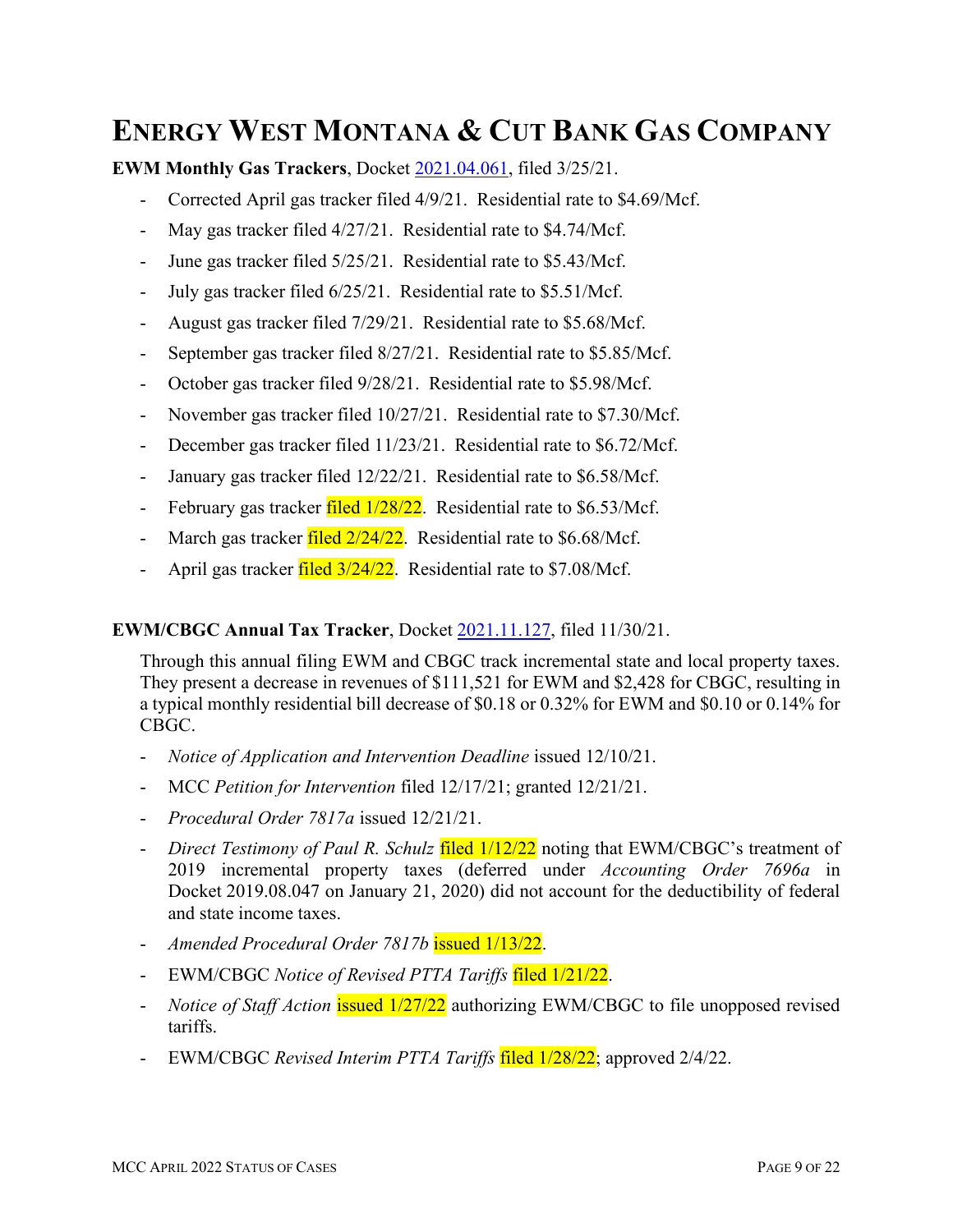# ENERGY WEST MONTANA & CUT BANK GAS COMPANY

**EWM Monthly Gas Trackers**, Docket 2021.04.061, filed 3/25/21.

- Corrected April gas tracker filed 4/9/21. Residential rate to $4.69/Mcf.
- May gas tracker filed 4/27/21. Residential rate to $4.74/Mcf.
- June gas tracker filed 5/25/21. Residential rate to $5.43/Mcf.
- July gas tracker filed 6/25/21. Residential rate to $5.51/Mcf.
- August gas tracker filed 7/29/21. Residential rate to $5.68/Mcf.
- September gas tracker filed 8/27/21. Residential rate to $5.85/Mcf.
- October gas tracker filed 9/28/21. Residential rate to $5.98/Mcf.
- November gas tracker filed 10/27/21. Residential rate to $7.30/Mcf.
- December gas tracker filed 11/23/21. Residential rate to $6.72/Mcf.
- January gas tracker filed 12/22/21. Residential rate to $6.58/Mcf.
- February gas tracker filed 1/28/22. Residential rate to $6.53/Mcf.
- March gas tracker filed 2/24/22. Residential rate to $6.68/Mcf.
- April gas tracker filed 3/24/22. Residential rate to $7.08/Mcf.

**EWM/CBGC Annual Tax Tracker**, Docket 2021.11.127, filed 11/30/21.

Through this annual filing EWM and CBGC track incremental state and local property taxes. They present a decrease in revenues of $111,521 for EWM and $2,428 for CBGC, resulting in a typical monthly residential bill decrease of $0.18 or 0.32% for EWM and $0.10 or 0.14% for CBGC.

- *Notice of Application and Intervention Deadline* issued 12/10/21.
- MCC *Petition for Intervention* filed 12/17/21; granted 12/21/21.
- *Procedural Order 7817a* issued 12/21/21.
- *Direct Testimony of Paul R. Schulz* filed 1/12/22 noting that EWM/CBGC's treatment of 2019 incremental property taxes (deferred under *Accounting Order 7696a* in Docket 2019.08.047 on January 21, 2020) did not account for the deductibility of federal and state income taxes.
- *Amended Procedural Order 7817b* issued 1/13/22.
- EWM/CBGC *Notice of Revised PTTA Tariffs* filed 1/21/22.
- *Notice of Staff Action* issued 1/27/22 authorizing EWM/CBGC to file unopposed revised tariffs.
- EWM/CBGC *Revised Interim PTTA Tariffs* filed 1/28/22; approved 2/4/22.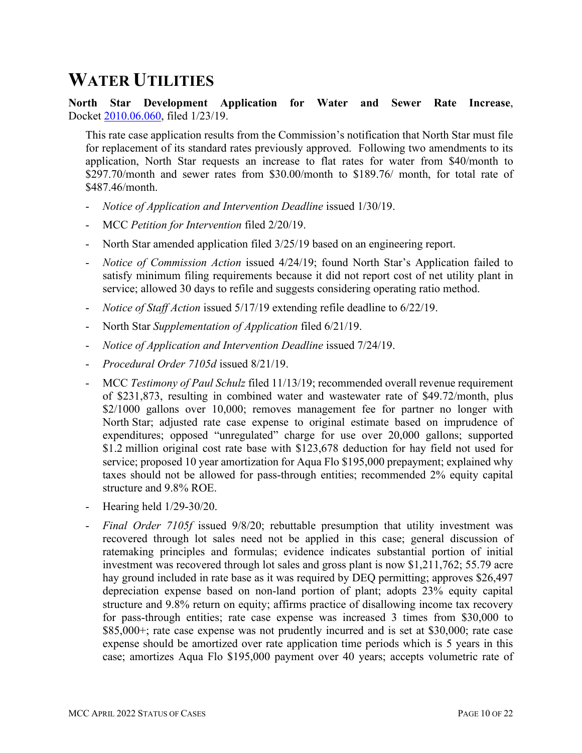# WATER UTILITIES

**North Star Development Application for Water and Sewer Rate Increase**, Docket 2010.06.060, filed 1/23/19.

This rate case application results from the Commission's notification that North Star must file for replacement of its standard rates previously approved. Following two amendments to its application, North Star requests an increase to flat rates for water from $40/month to $297.70/month and sewer rates from $30.00/month to $189.76/ month, for total rate of $487.46/month.

- *Notice of Application and Intervention Deadline* issued 1/30/19.
- MCC *Petition for Intervention* filed 2/20/19.
- North Star amended application filed 3/25/19 based on an engineering report.
- *Notice of Commission Action* issued 4/24/19; found North Star's Application failed to satisfy minimum filing requirements because it did not report cost of net utility plant in service; allowed 30 days to refile and suggests considering operating ratio method.
- *Notice of Staff Action* issued 5/17/19 extending refile deadline to 6/22/19.
- North Star *Supplementation of Application* filed 6/21/19.
- *Notice of Application and Intervention Deadline* issued 7/24/19.
- *Procedural Order 7105d* issued 8/21/19.
- MCC *Testimony of Paul Schulz* filed 11/13/19; recommended overall revenue requirement of $231,873, resulting in combined water and wastewater rate of $49.72/month, plus $2/1000 gallons over 10,000; removes management fee for partner no longer with North Star; adjusted rate case expense to original estimate based on imprudence of expenditures; opposed "unregulated" charge for use over 20,000 gallons; supported $1.2 million original cost rate base with $123,678 deduction for hay field not used for service; proposed 10 year amortization for Aqua Flo $195,000 prepayment; explained why taxes should not be allowed for pass-through entities; recommended 2% equity capital structure and 9.8% ROE.
- Hearing held 1/29-30/20.
- *Final Order 7105f* issued 9/8/20; rebuttable presumption that utility investment was recovered through lot sales need not be applied in this case; general discussion of ratemaking principles and formulas; evidence indicates substantial portion of initial investment was recovered through lot sales and gross plant is now $1,211,762; 55.79 acre hay ground included in rate base as it was required by DEQ permitting; approves $26,497 depreciation expense based on non-land portion of plant; adopts 23% equity capital structure and 9.8% return on equity; affirms practice of disallowing income tax recovery for pass-through entities; rate case expense was increased 3 times from $30,000 to $85,000+; rate case expense was not prudently incurred and is set at $30,000; rate case expense should be amortized over rate application time periods which is 5 years in this case; amortizes Aqua Flo $195,000 payment over 40 years; accepts volumetric rate of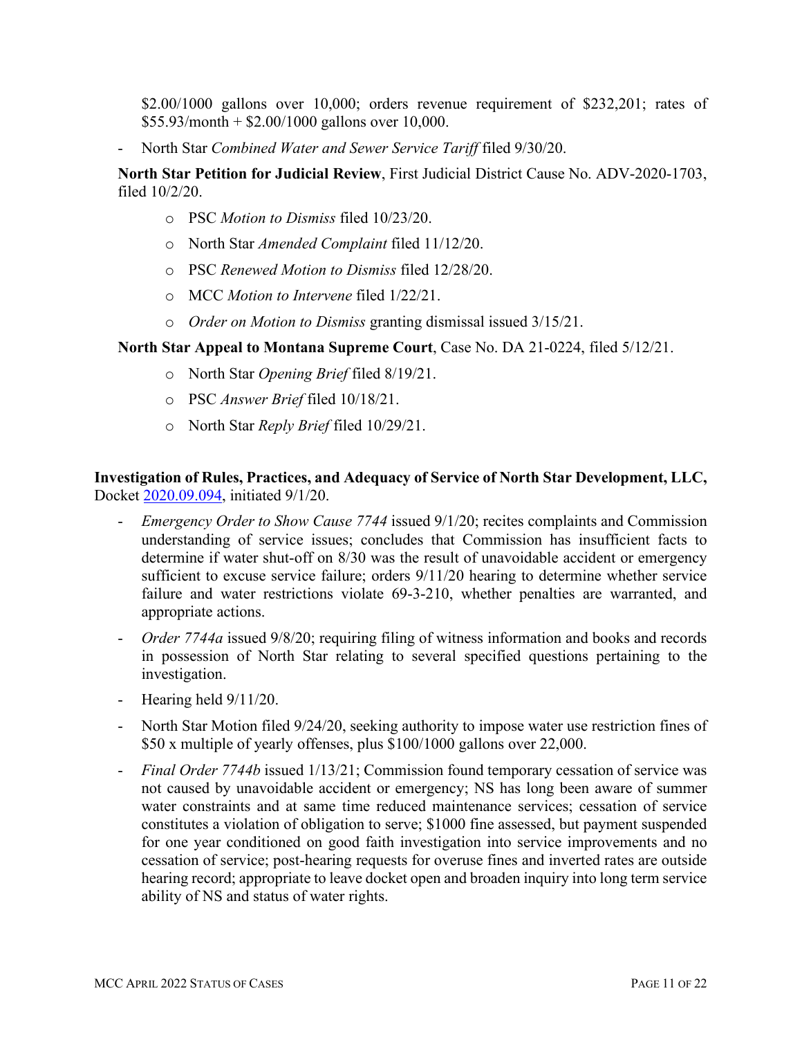$2.00/1000 gallons over 10,000; orders revenue requirement of $232,201; rates of $55.93/month + $2.00/1000 gallons over 10,000.

- North Star *Combined Water and Sewer Service Tariff* filed 9/30/20.

**North Star Petition for Judicial Review**, First Judicial District Cause No. ADV-2020-1703, filed 10/2/20.

- PSC *Motion to Dismiss* filed 10/23/20.
- North Star *Amended Complaint* filed 11/12/20.
- PSC *Renewed Motion to Dismiss* filed 12/28/20.
- MCC *Motion to Intervene* filed 1/22/21.
- *Order on Motion to Dismiss* granting dismissal issued 3/15/21.

**North Star Appeal to Montana Supreme Court**, Case No. DA 21-0224, filed 5/12/21.

- North Star *Opening Brief* filed 8/19/21.
- PSC *Answer Brief* filed 10/18/21.
- North Star *Reply Brief* filed 10/29/21.

**Investigation of Rules, Practices, and Adequacy of Service of North Star Development, LLC,** Docket 2020.09.094, initiated 9/1/20.

- *Emergency Order to Show Cause 7744* issued 9/1/20; recites complaints and Commission understanding of service issues; concludes that Commission has insufficient facts to determine if water shut-off on 8/30 was the result of unavoidable accident or emergency sufficient to excuse service failure; orders 9/11/20 hearing to determine whether service failure and water restrictions violate 69-3-210, whether penalties are warranted, and appropriate actions.
- *Order 7744a* issued 9/8/20; requiring filing of witness information and books and records in possession of North Star relating to several specified questions pertaining to the investigation.
- Hearing held 9/11/20.
- North Star Motion filed 9/24/20, seeking authority to impose water use restriction fines of $50 x multiple of yearly offenses, plus $100/1000 gallons over 22,000.
- *Final Order 7744b* issued 1/13/21; Commission found temporary cessation of service was not caused by unavoidable accident or emergency; NS has long been aware of summer water constraints and at same time reduced maintenance services; cessation of service constitutes a violation of obligation to serve; $1000 fine assessed, but payment suspended for one year conditioned on good faith investigation into service improvements and no cessation of service; post-hearing requests for overuse fines and inverted rates are outside hearing record; appropriate to leave docket open and broaden inquiry into long term service ability of NS and status of water rights.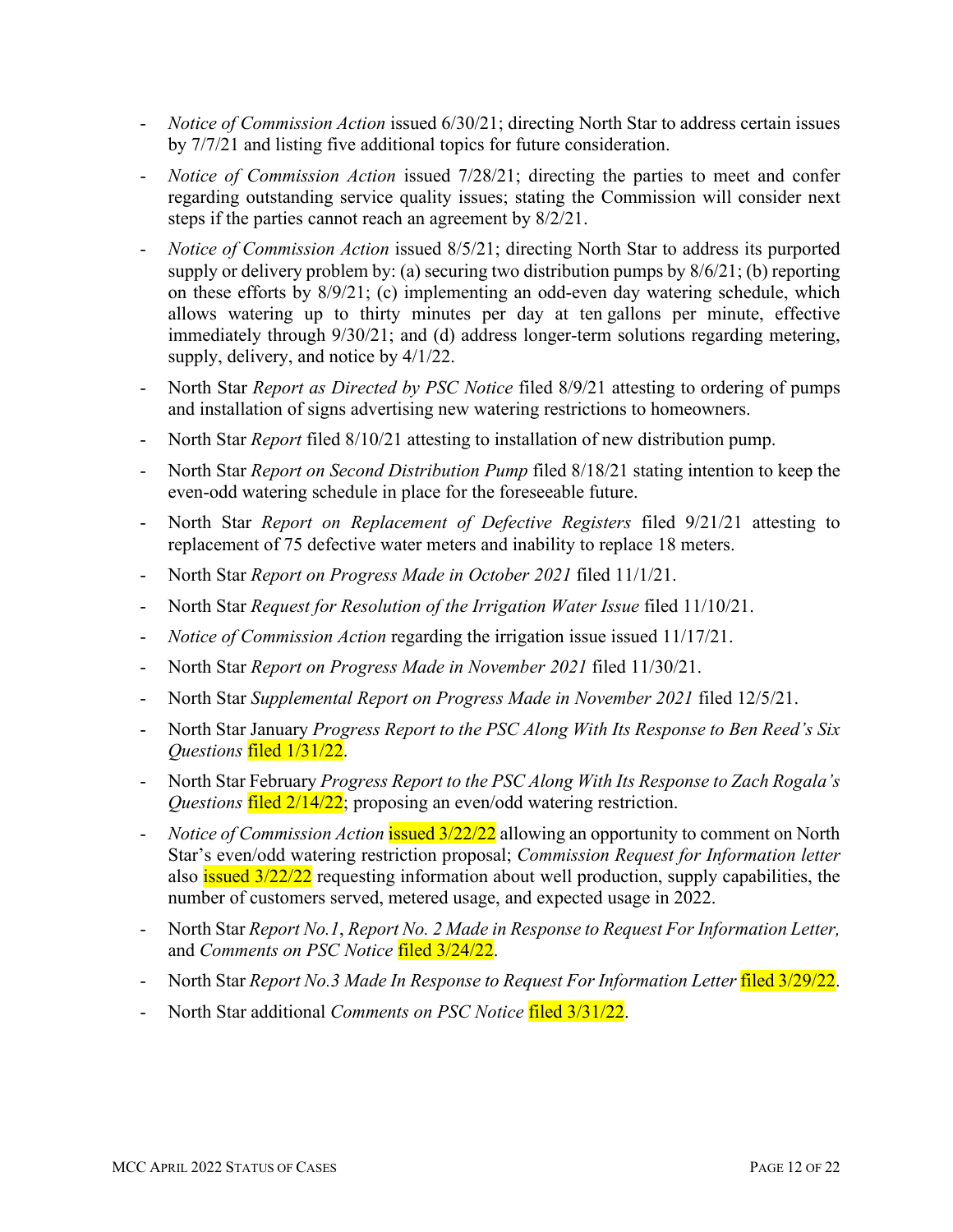- *Notice of Commission Action* issued 6/30/21; directing North Star to address certain issues by 7/7/21 and listing five additional topics for future consideration.
- *Notice of Commission Action* issued 7/28/21; directing the parties to meet and confer regarding outstanding service quality issues; stating the Commission will consider next steps if the parties cannot reach an agreement by 8/2/21.
- *Notice of Commission Action* issued 8/5/21; directing North Star to address its purported supply or delivery problem by: (a) securing two distribution pumps by 8/6/21; (b) reporting on these efforts by 8/9/21; (c) implementing an odd-even day watering schedule, which allows watering up to thirty minutes per day at ten gallons per minute, effective immediately through 9/30/21; and (d) address longer-term solutions regarding metering, supply, delivery, and notice by 4/1/22.
- North Star *Report as Directed by PSC Notice* filed 8/9/21 attesting to ordering of pumps and installation of signs advertising new watering restrictions to homeowners.
- North Star *Report* filed 8/10/21 attesting to installation of new distribution pump.
- North Star *Report on Second Distribution Pump* filed 8/18/21 stating intention to keep the even-odd watering schedule in place for the foreseeable future.
- North Star *Report on Replacement of Defective Registers* filed 9/21/21 attesting to replacement of 75 defective water meters and inability to replace 18 meters.
- North Star *Report on Progress Made in October 2021* filed 11/1/21.
- North Star *Request for Resolution of the Irrigation Water Issue* filed 11/10/21.
- *Notice of Commission Action* regarding the irrigation issue issued 11/17/21.
- North Star *Report on Progress Made in November 2021* filed 11/30/21.
- North Star *Supplemental Report on Progress Made in November 2021* filed 12/5/21.
- North Star January *Progress Report to the PSC Along With Its Response to Ben Reed's Six Questions* filed 1/31/22.
- North Star February *Progress Report to the PSC Along With Its Response to Zach Rogala's Questions* filed 2/14/22; proposing an even/odd watering restriction.
- *Notice of Commission Action* issued 3/22/22 allowing an opportunity to comment on North Star's even/odd watering restriction proposal; *Commission Request for Information letter* also issued 3/22/22 requesting information about well production, supply capabilities, the number of customers served, metered usage, and expected usage in 2022.
- North Star *Report No.1*, *Report No. 2 Made in Response to Request For Information Letter,* and *Comments on PSC Notice* filed 3/24/22.
- North Star *Report No.3 Made In Response to Request For Information Letter* filed 3/29/22.
- North Star additional *Comments on PSC Notice* filed 3/31/22.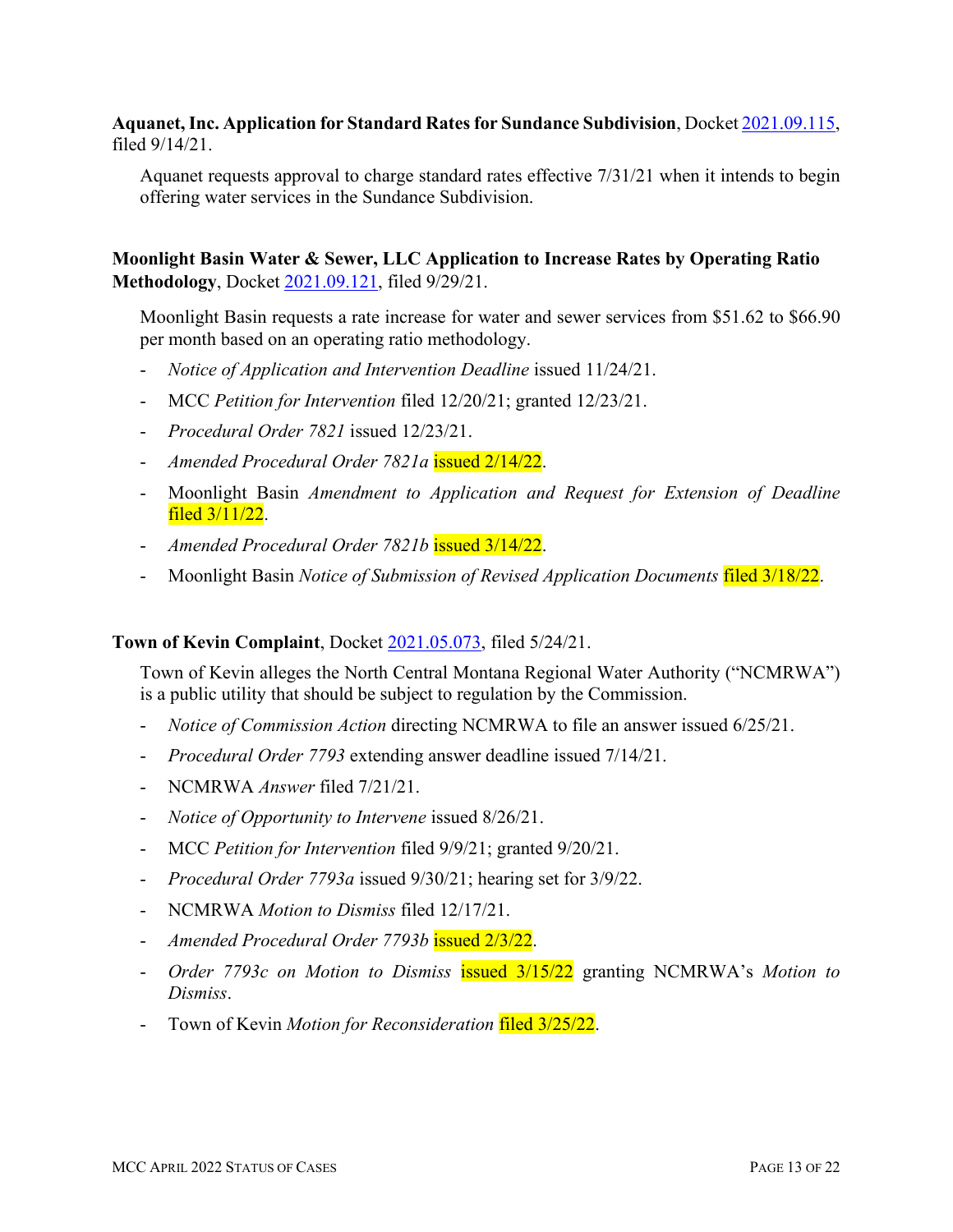**Aquanet, Inc. Application for Standard Rates for Sundance Subdivision**, Docket [2021.09.115](), filed 9/14/21.

Aquanet requests approval to charge standard rates effective 7/31/21 when it intends to begin offering water services in the Sundance Subdivision.

**Moonlight Basin Water & Sewer, LLC Application to Increase Rates by Operating Ratio Methodology**, Docket [2021.09.121](), filed 9/29/21.

Moonlight Basin requests a rate increase for water and sewer services from $51.62 to $66.90 per month based on an operating ratio methodology.

- *Notice of Application and Intervention Deadline* issued 11/24/21.
- MCC *Petition for Intervention* filed 12/20/21; granted 12/23/21.
- *Procedural Order 7821* issued 12/23/21.
- *Amended Procedural Order 7821a* issued 2/14/22.
- Moonlight Basin *Amendment to Application and Request for Extension of Deadline* filed 3/11/22.
- *Amended Procedural Order 7821b* issued 3/14/22.
- Moonlight Basin *Notice of Submission of Revised Application Documents* filed 3/18/22.

**Town of Kevin Complaint**, Docket [2021.05.073](), filed 5/24/21.

Town of Kevin alleges the North Central Montana Regional Water Authority ("NCMRWA") is a public utility that should be subject to regulation by the Commission.

- *Notice of Commission Action* directing NCMRWA to file an answer issued 6/25/21.
- *Procedural Order 7793* extending answer deadline issued 7/14/21.
- NCMRWA *Answer* filed 7/21/21.
- *Notice of Opportunity to Intervene* issued 8/26/21.
- MCC *Petition for Intervention* filed 9/9/21; granted 9/20/21.
- *Procedural Order 7793a* issued 9/30/21; hearing set for 3/9/22.
- NCMRWA *Motion to Dismiss* filed 12/17/21.
- *Amended Procedural Order 7793b* issued 2/3/22.
- *Order 7793c on Motion to Dismiss* issued 3/15/22 granting NCMRWA's *Motion to Dismiss*.
- Town of Kevin *Motion for Reconsideration* filed 3/25/22.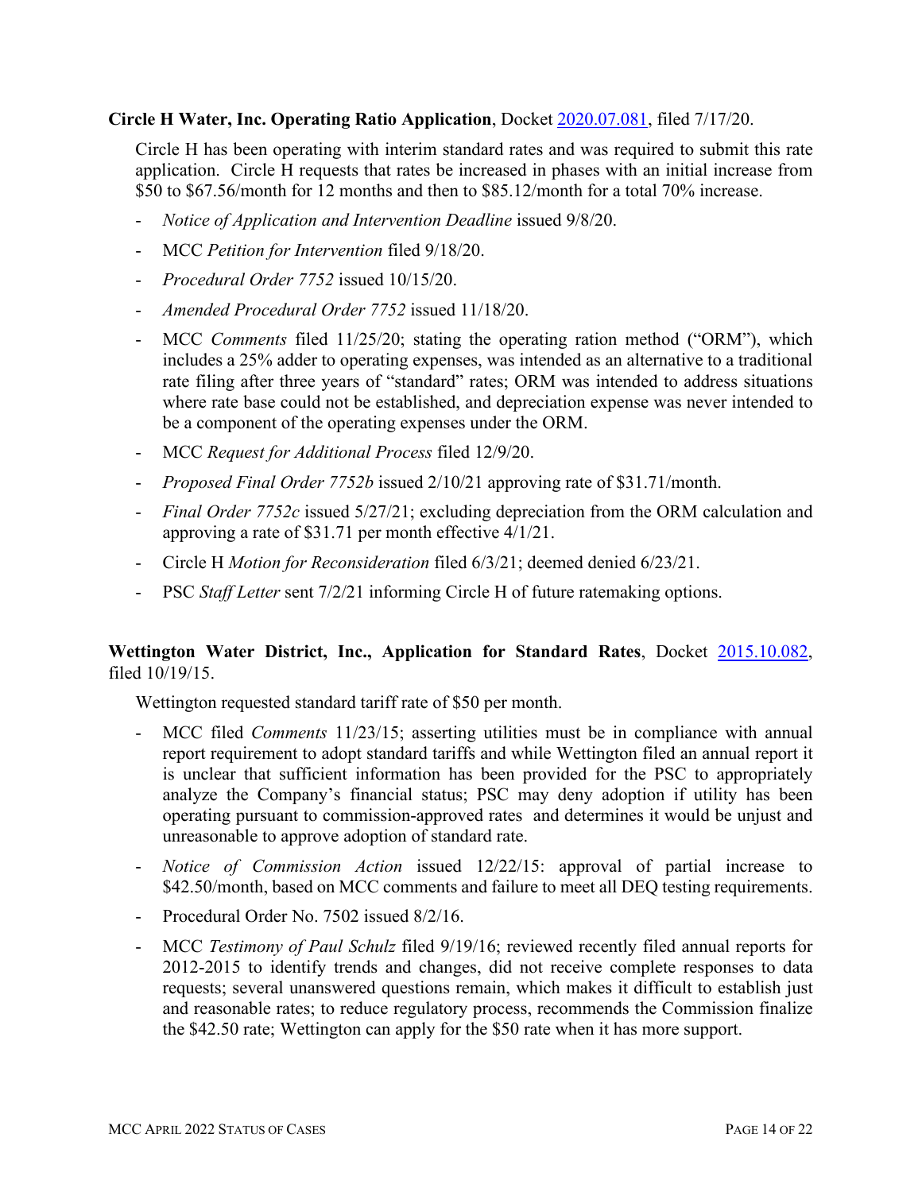**Circle H Water, Inc. Operating Ratio Application**, Docket 2020.07.081, filed 7/17/20.

Circle H has been operating with interim standard rates and was required to submit this rate application. Circle H requests that rates be increased in phases with an initial increase from \$50 to \$67.56/month for 12 months and then to \$85.12/month for a total 70% increase.

- *Notice of Application and Intervention Deadline* issued 9/8/20.
- MCC *Petition for Intervention* filed 9/18/20.
- *Procedural Order 7752* issued 10/15/20.
- *Amended Procedural Order 7752* issued 11/18/20.
- MCC *Comments* filed 11/25/20; stating the operating ration method ("ORM"), which includes a 25% adder to operating expenses, was intended as an alternative to a traditional rate filing after three years of "standard" rates; ORM was intended to address situations where rate base could not be established, and depreciation expense was never intended to be a component of the operating expenses under the ORM.
- MCC *Request for Additional Process* filed 12/9/20.
- *Proposed Final Order 7752b* issued 2/10/21 approving rate of \$31.71/month.
- *Final Order 7752c* issued 5/27/21; excluding depreciation from the ORM calculation and approving a rate of \$31.71 per month effective 4/1/21.
- Circle H *Motion for Reconsideration* filed 6/3/21; deemed denied 6/23/21.
- PSC *Staff Letter* sent 7/2/21 informing Circle H of future ratemaking options.

**Wettington Water District, Inc., Application for Standard Rates**, Docket 2015.10.082, filed 10/19/15.

Wettington requested standard tariff rate of \$50 per month.

- MCC filed *Comments* 11/23/15; asserting utilities must be in compliance with annual report requirement to adopt standard tariffs and while Wettington filed an annual report it is unclear that sufficient information has been provided for the PSC to appropriately analyze the Company's financial status; PSC may deny adoption if utility has been operating pursuant to commission-approved rates and determines it would be unjust and unreasonable to approve adoption of standard rate.
- *Notice of Commission Action* issued 12/22/15: approval of partial increase to \$42.50/month, based on MCC comments and failure to meet all DEQ testing requirements.
- Procedural Order No. 7502 issued 8/2/16.
- MCC *Testimony of Paul Schulz* filed 9/19/16; reviewed recently filed annual reports for 2012-2015 to identify trends and changes, did not receive complete responses to data requests; several unanswered questions remain, which makes it difficult to establish just and reasonable rates; to reduce regulatory process, recommends the Commission finalize the \$42.50 rate; Wettington can apply for the \$50 rate when it has more support.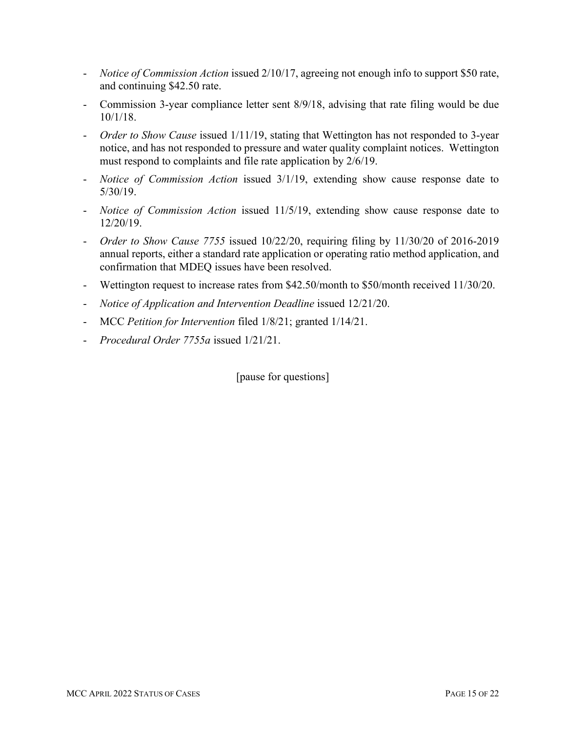- *Notice of Commission Action* issued 2/10/17, agreeing not enough info to support $50 rate, and continuing $42.50 rate.
- Commission 3-year compliance letter sent 8/9/18, advising that rate filing would be due 10/1/18.
- *Order to Show Cause* issued 1/11/19, stating that Wettington has not responded to 3-year notice, and has not responded to pressure and water quality complaint notices. Wettington must respond to complaints and file rate application by 2/6/19.
- *Notice of Commission Action* issued 3/1/19, extending show cause response date to 5/30/19.
- *Notice of Commission Action* issued 11/5/19, extending show cause response date to 12/20/19.
- *Order to Show Cause 7755* issued 10/22/20, requiring filing by 11/30/20 of 2016-2019 annual reports, either a standard rate application or operating ratio method application, and confirmation that MDEQ issues have been resolved.
- Wettington request to increase rates from $42.50/month to $50/month received 11/30/20.
- *Notice of Application and Intervention Deadline* issued 12/21/20.
- MCC *Petition for Intervention* filed 1/8/21; granted 1/14/21.
- *Procedural Order 7755a* issued 1/21/21.

[pause for questions]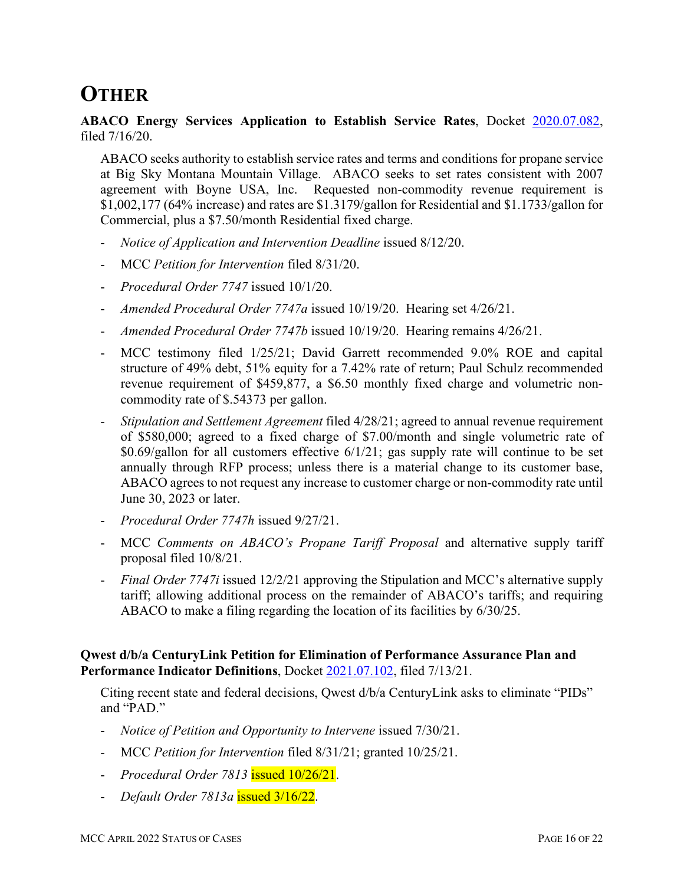# OTHER

**ABACO Energy Services Application to Establish Service Rates**, Docket 2020.07.082, filed 7/16/20.

ABACO seeks authority to establish service rates and terms and conditions for propane service at Big Sky Montana Mountain Village. ABACO seeks to set rates consistent with 2007 agreement with Boyne USA, Inc. Requested non-commodity revenue requirement is $1,002,177 (64% increase) and rates are $1.3179/gallon for Residential and $1.1733/gallon for Commercial, plus a $7.50/month Residential fixed charge.

- *Notice of Application and Intervention Deadline* issued 8/12/20.
- MCC *Petition for Intervention* filed 8/31/20.
- *Procedural Order 7747* issued 10/1/20.
- *Amended Procedural Order 7747a* issued 10/19/20. Hearing set 4/26/21.
- *Amended Procedural Order 7747b* issued 10/19/20. Hearing remains 4/26/21.
- MCC testimony filed 1/25/21; David Garrett recommended 9.0% ROE and capital structure of 49% debt, 51% equity for a 7.42% rate of return; Paul Schulz recommended revenue requirement of $459,877, a $6.50 monthly fixed charge and volumetric non-commodity rate of $.54373 per gallon.
- *Stipulation and Settlement Agreement* filed 4/28/21; agreed to annual revenue requirement of $580,000; agreed to a fixed charge of $7.00/month and single volumetric rate of $0.69/gallon for all customers effective 6/1/21; gas supply rate will continue to be set annually through RFP process; unless there is a material change to its customer base, ABACO agrees to not request any increase to customer charge or non-commodity rate until June 30, 2023 or later.
- *Procedural Order 7747h* issued 9/27/21.
- MCC *Comments on ABACO's Propane Tariff Proposal* and alternative supply tariff proposal filed 10/8/21.
- *Final Order 7747i* issued 12/2/21 approving the Stipulation and MCC's alternative supply tariff; allowing additional process on the remainder of ABACO's tariffs; and requiring ABACO to make a filing regarding the location of its facilities by 6/30/25.

**Qwest d/b/a CenturyLink Petition for Elimination of Performance Assurance Plan and Performance Indicator Definitions**, Docket 2021.07.102, filed 7/13/21.

Citing recent state and federal decisions, Qwest d/b/a CenturyLink asks to eliminate "PIDs" and "PAD."

- *Notice of Petition and Opportunity to Intervene* issued 7/30/21.
- MCC *Petition for Intervention* filed 8/31/21; granted 10/25/21.
- *Procedural Order 7813* issued 10/26/21.
- *Default Order 7813a* issued 3/16/22.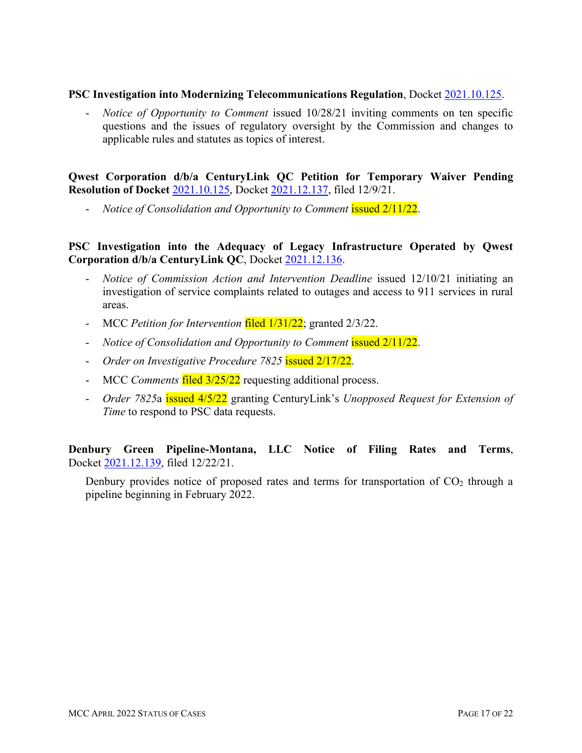**PSC Investigation into Modernizing Telecommunications Regulation**, Docket 2021.10.125.

- *Notice of Opportunity to Comment* issued 10/28/21 inviting comments on ten specific questions and the issues of regulatory oversight by the Commission and changes to applicable rules and statutes as topics of interest.

**Qwest Corporation d/b/a CenturyLink QC Petition for Temporary Waiver Pending Resolution of Docket** 2021.10.125, Docket 2021.12.137, filed 12/9/21.

- *Notice of Consolidation and Opportunity to Comment* issued 2/11/22.

**PSC Investigation into the Adequacy of Legacy Infrastructure Operated by Qwest Corporation d/b/a CenturyLink QC**, Docket 2021.12.136.

- *Notice of Commission Action and Intervention Deadline* issued 12/10/21 initiating an investigation of service complaints related to outages and access to 911 services in rural areas.
- MCC *Petition for Intervention* filed 1/31/22; granted 2/3/22.
- *Notice of Consolidation and Opportunity to Comment* issued 2/11/22.
- *Order on Investigative Procedure 7825* issued 2/17/22.
- MCC *Comments* filed 3/25/22 requesting additional process.
- *Order 7825*a issued 4/5/22 granting CenturyLink's *Unopposed Request for Extension of Time* to respond to PSC data requests.

**Denbury Green Pipeline-Montana, LLC Notice of Filing Rates and Terms**, Docket 2021.12.139, filed 12/22/21.

Denbury provides notice of proposed rates and terms for transportation of $CO_2$ through a pipeline beginning in February 2022.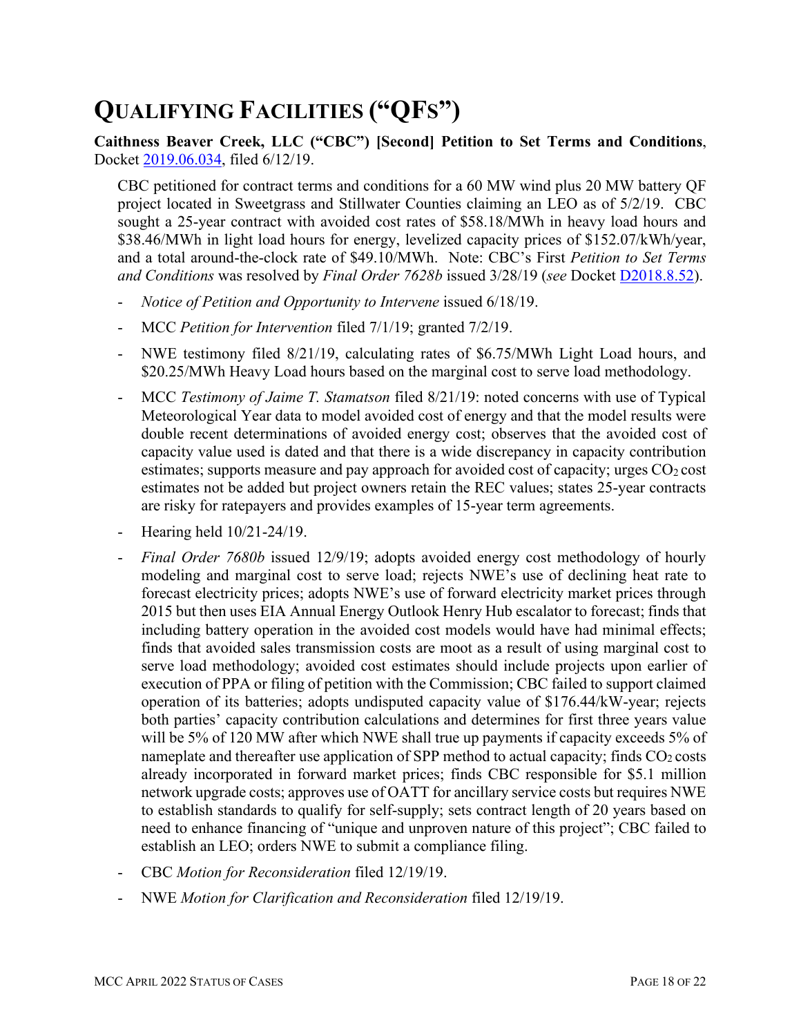# QUALIFYING FACILITIES ("QFS")

**Caithness Beaver Creek, LLC ("CBC") [Second] Petition to Set Terms and Conditions**, Docket 2019.06.034, filed 6/12/19.

CBC petitioned for contract terms and conditions for a 60 MW wind plus 20 MW battery QF project located in Sweetgrass and Stillwater Counties claiming an LEO as of 5/2/19. CBC sought a 25-year contract with avoided cost rates of $58.18/MWh in heavy load hours and $38.46/MWh in light load hours for energy, levelized capacity prices of $152.07/kWh/year, and a total around-the-clock rate of $49.10/MWh. Note: CBC's First *Petition to Set Terms and Conditions* was resolved by *Final Order 7628b* issued 3/28/19 (*see* Docket D2018.8.52).

- *Notice of Petition and Opportunity to Intervene* issued 6/18/19.
- MCC *Petition for Intervention* filed 7/1/19; granted 7/2/19.
- NWE testimony filed 8/21/19, calculating rates of $6.75/MWh Light Load hours, and $20.25/MWh Heavy Load hours based on the marginal cost to serve load methodology.
- MCC *Testimony of Jaime T. Stamatson* filed 8/21/19: noted concerns with use of Typical Meteorological Year data to model avoided cost of energy and that the model results were double recent determinations of avoided energy cost; observes that the avoided cost of capacity value used is dated and that there is a wide discrepancy in capacity contribution estimates; supports measure and pay approach for avoided cost of capacity; urges $CO_2$ cost estimates not be added but project owners retain the REC values; states 25-year contracts are risky for ratepayers and provides examples of 15-year term agreements.
- Hearing held 10/21-24/19.
- *Final Order 7680b* issued 12/9/19; adopts avoided energy cost methodology of hourly modeling and marginal cost to serve load; rejects NWE's use of declining heat rate to forecast electricity prices; adopts NWE's use of forward electricity market prices through 2015 but then uses EIA Annual Energy Outlook Henry Hub escalator to forecast; finds that including battery operation in the avoided cost models would have had minimal effects; finds that avoided sales transmission costs are moot as a result of using marginal cost to serve load methodology; avoided cost estimates should include projects upon earlier of execution of PPA or filing of petition with the Commission; CBC failed to support claimed operation of its batteries; adopts undisputed capacity value of $176.44/kW-year; rejects both parties' capacity contribution calculations and determines for first three years value will be 5% of 120 MW after which NWE shall true up payments if capacity exceeds 5% of nameplate and thereafter use application of SPP method to actual capacity; finds $CO_2$ costs already incorporated in forward market prices; finds CBC responsible for $5.1 million network upgrade costs; approves use of OATT for ancillary service costs but requires NWE to establish standards to qualify for self-supply; sets contract length of 20 years based on need to enhance financing of "unique and unproven nature of this project"; CBC failed to establish an LEO; orders NWE to submit a compliance filing.
- CBC *Motion for Reconsideration* filed 12/19/19.
- NWE *Motion for Clarification and Reconsideration* filed 12/19/19.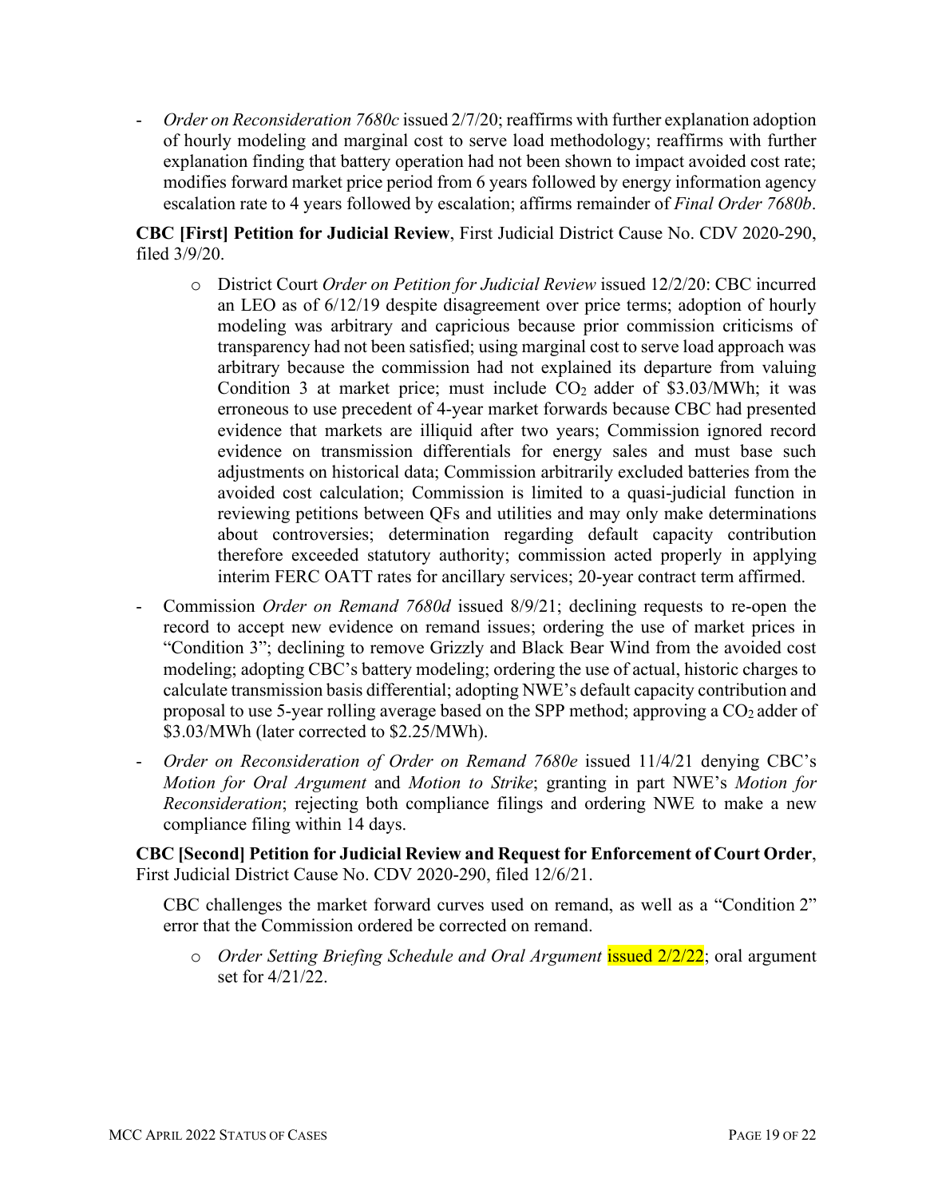- *Order on Reconsideration 7680c* issued 2/7/20; reaffirms with further explanation adoption of hourly modeling and marginal cost to serve load methodology; reaffirms with further explanation finding that battery operation had not been shown to impact avoided cost rate; modifies forward market price period from 6 years followed by energy information agency escalation rate to 4 years followed by escalation; affirms remainder of *Final Order 7680b*.

**CBC [First] Petition for Judicial Review**, First Judicial District Cause No. CDV 2020-290, filed 3/9/20.

  - District Court *Order on Petition for Judicial Review* issued 12/2/20: CBC incurred an LEO as of 6/12/19 despite disagreement over price terms; adoption of hourly modeling was arbitrary and capricious because prior commission criticisms of transparency had not been satisfied; using marginal cost to serve load approach was arbitrary because the commission had not explained its departure from valuing Condition 3 at market price; must include $CO_2$ adder of \$3.03/MWh; it was erroneous to use precedent of 4-year market forwards because CBC had presented evidence that markets are illiquid after two years; Commission ignored record evidence on transmission differentials for energy sales and must base such adjustments on historical data; Commission arbitrarily excluded batteries from the avoided cost calculation; Commission is limited to a quasi-judicial function in reviewing petitions between QFs and utilities and may only make determinations about controversies; determination regarding default capacity contribution therefore exceeded statutory authority; commission acted properly in applying interim FERC OATT rates for ancillary services; 20-year contract term affirmed.

- Commission *Order on Remand 7680d* issued 8/9/21; declining requests to re-open the record to accept new evidence on remand issues; ordering the use of market prices in "Condition 3"; declining to remove Grizzly and Black Bear Wind from the avoided cost modeling; adopting CBC's battery modeling; ordering the use of actual, historic charges to calculate transmission basis differential; adopting NWE's default capacity contribution and proposal to use 5-year rolling average based on the SPP method; approving a $CO_2$ adder of \$3.03/MWh (later corrected to \$2.25/MWh).
- *Order on Reconsideration of Order on Remand 7680e* issued 11/4/21 denying CBC's *Motion for Oral Argument* and *Motion to Strike*; granting in part NWE's *Motion for Reconsideration*; rejecting both compliance filings and ordering NWE to make a new compliance filing within 14 days.

**CBC [Second] Petition for Judicial Review and Request for Enforcement of Court Order**, First Judicial District Cause No. CDV 2020-290, filed 12/6/21.

CBC challenges the market forward curves used on remand, as well as a "Condition 2" error that the Commission ordered be corrected on remand.

  - *Order Setting Briefing Schedule and Oral Argument* issued 2/2/22; oral argument set for 4/21/22.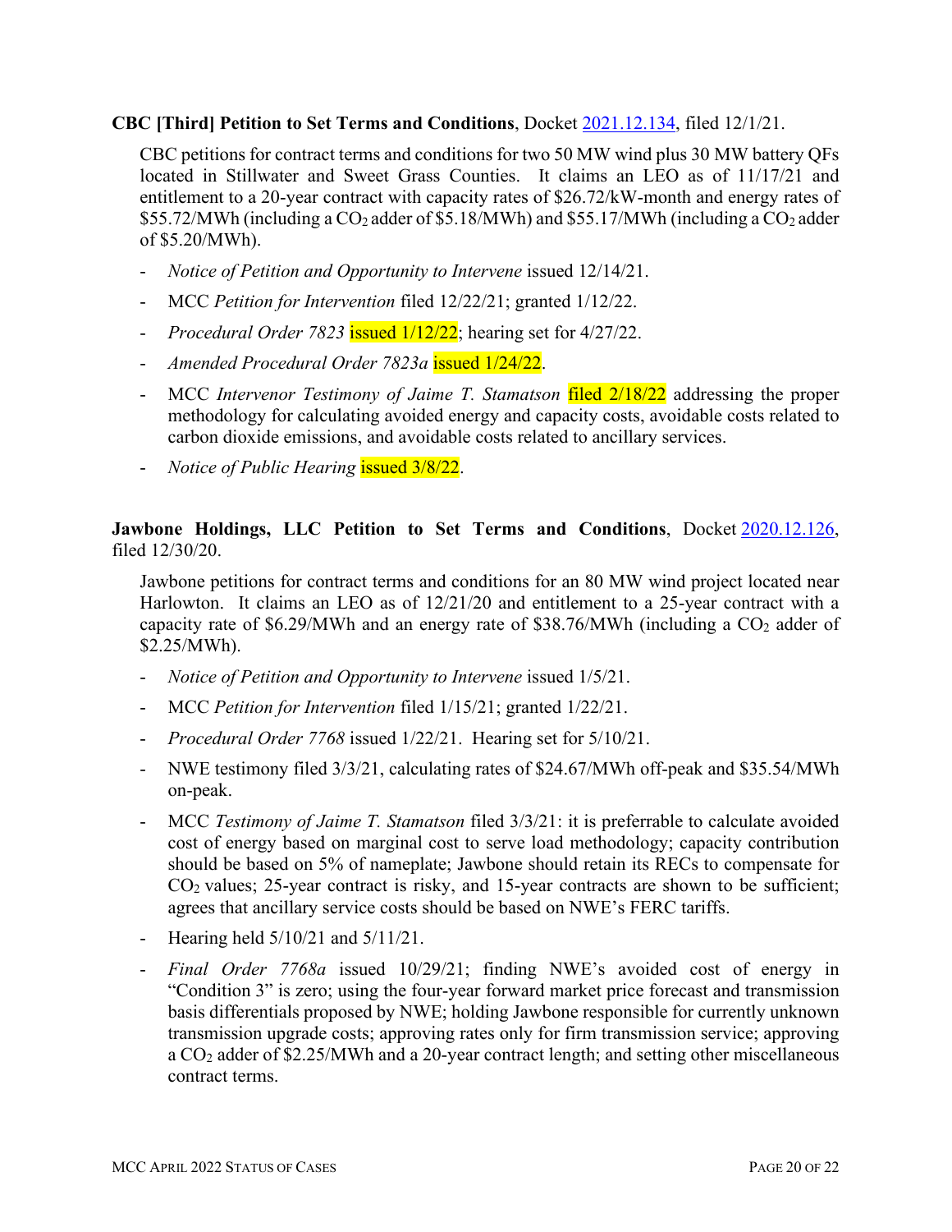**CBC [Third] Petition to Set Terms and Conditions**, Docket 2021.12.134, filed 12/1/21.

CBC petitions for contract terms and conditions for two 50 MW wind plus 30 MW battery QFs located in Stillwater and Sweet Grass Counties. It claims an LEO as of 11/17/21 and entitlement to a 20-year contract with capacity rates of $26.72/kW-month and energy rates of $55.72/MWh (including a $CO_2$ adder of $5.18/MWh) and $55.17/MWh (including a $CO_2$ adder of $5.20/MWh).

- *Notice of Petition and Opportunity to Intervene* issued 12/14/21.
- MCC *Petition for Intervention* filed 12/22/21; granted 1/12/22.
- *Procedural Order 7823* issued 1/12/22; hearing set for 4/27/22.
- *Amended Procedural Order 7823a* issued 1/24/22.
- MCC *Intervenor Testimony of Jaime T. Stamatson* filed 2/18/22 addressing the proper methodology for calculating avoided energy and capacity costs, avoidable costs related to carbon dioxide emissions, and avoidable costs related to ancillary services.
- *Notice of Public Hearing* issued 3/8/22.

**Jawbone Holdings, LLC Petition to Set Terms and Conditions**, Docket 2020.12.126, filed 12/30/20.

Jawbone petitions for contract terms and conditions for an 80 MW wind project located near Harlowton. It claims an LEO as of 12/21/20 and entitlement to a 25-year contract with a capacity rate of $6.29/MWh and an energy rate of $38.76/MWh (including a $CO_2$ adder of $2.25/MWh).

- *Notice of Petition and Opportunity to Intervene* issued 1/5/21.
- MCC *Petition for Intervention* filed 1/15/21; granted 1/22/21.
- *Procedural Order 7768* issued 1/22/21. Hearing set for 5/10/21.
- NWE testimony filed 3/3/21, calculating rates of $24.67/MWh off-peak and $35.54/MWh on-peak.
- MCC *Testimony of Jaime T. Stamatson* filed 3/3/21: it is preferrable to calculate avoided cost of energy based on marginal cost to serve load methodology; capacity contribution should be based on 5% of nameplate; Jawbone should retain its RECs to compensate for $CO_2$ values; 25-year contract is risky, and 15-year contracts are shown to be sufficient; agrees that ancillary service costs should be based on NWE's FERC tariffs.
- Hearing held 5/10/21 and 5/11/21.
- *Final Order 7768a* issued 10/29/21; finding NWE's avoided cost of energy in "Condition 3" is zero; using the four-year forward market price forecast and transmission basis differentials proposed by NWE; holding Jawbone responsible for currently unknown transmission upgrade costs; approving rates only for firm transmission service; approving a $CO_2$ adder of $2.25/MWh and a 20-year contract length; and setting other miscellaneous contract terms.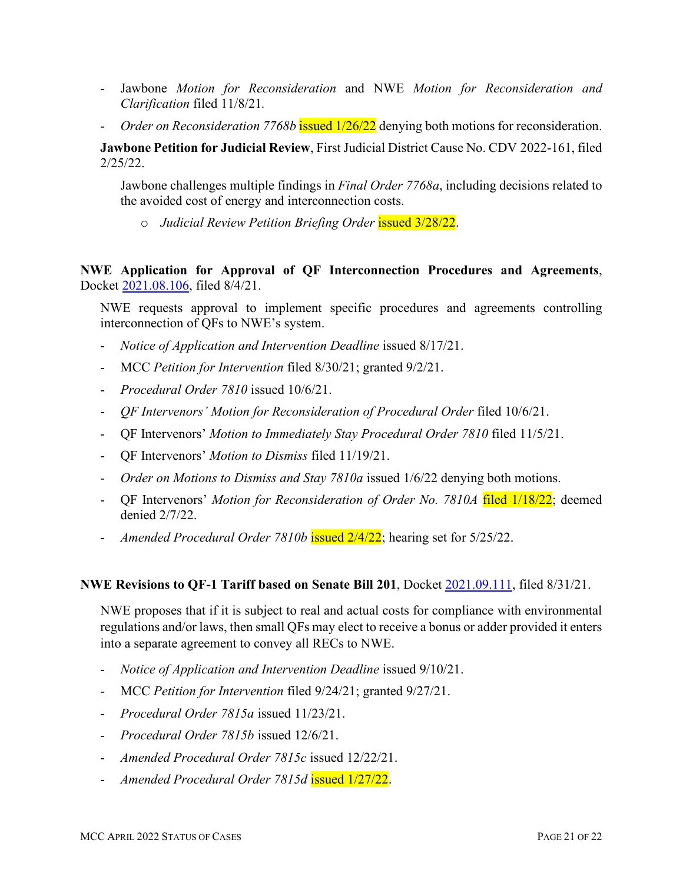- Jawbone *Motion for Reconsideration* and NWE *Motion for Reconsideration and Clarification* filed 11/8/21.
- *Order on Reconsideration 7768b* issued 1/26/22 denying both motions for reconsideration.

**Jawbone Petition for Judicial Review**, First Judicial District Cause No. CDV 2022-161, filed 2/25/22.

Jawbone challenges multiple findings in *Final Order 7768a*, including decisions related to the avoided cost of energy and interconnection costs.

- *Judicial Review Petition Briefing Order* issued 3/28/22.

**NWE Application for Approval of QF Interconnection Procedures and Agreements**, Docket 2021.08.106, filed 8/4/21.

NWE requests approval to implement specific procedures and agreements controlling interconnection of QFs to NWE's system.

- *Notice of Application and Intervention Deadline* issued 8/17/21.
- MCC *Petition for Intervention* filed 8/30/21; granted 9/2/21.
- *Procedural Order 7810* issued 10/6/21.
- *QF Intervenors' Motion for Reconsideration of Procedural Order* filed 10/6/21.
- QF Intervenors' *Motion to Immediately Stay Procedural Order 7810* filed 11/5/21.
- QF Intervenors' *Motion to Dismiss* filed 11/19/21.
- *Order on Motions to Dismiss and Stay 7810a* issued 1/6/22 denying both motions.
- QF Intervenors' *Motion for Reconsideration of Order No. 7810A* filed 1/18/22; deemed denied 2/7/22.
- *Amended Procedural Order 7810b* issued 2/4/22; hearing set for 5/25/22.

**NWE Revisions to QF-1 Tariff based on Senate Bill 201**, Docket 2021.09.111, filed 8/31/21.

NWE proposes that if it is subject to real and actual costs for compliance with environmental regulations and/or laws, then small QFs may elect to receive a bonus or adder provided it enters into a separate agreement to convey all RECs to NWE.

- *Notice of Application and Intervention Deadline* issued 9/10/21.
- MCC *Petition for Intervention* filed 9/24/21; granted 9/27/21.
- *Procedural Order 7815a* issued 11/23/21.
- *Procedural Order 7815b* issued 12/6/21.
- *Amended Procedural Order 7815c* issued 12/22/21.
- *Amended Procedural Order 7815d* issued 1/27/22.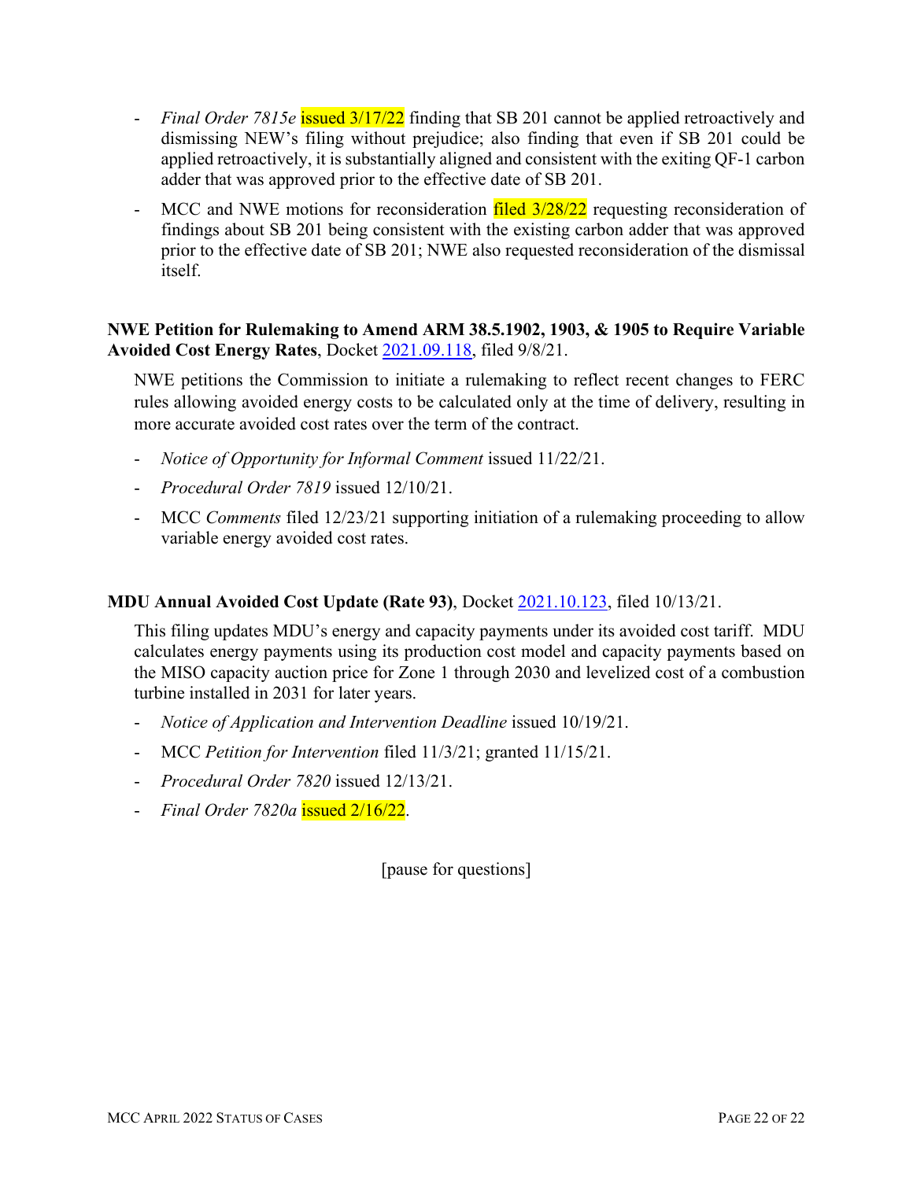- *Final Order 7815e* issued 3/17/22 finding that SB 201 cannot be applied retroactively and dismissing NEW's filing without prejudice; also finding that even if SB 201 could be applied retroactively, it is substantially aligned and consistent with the exiting QF-1 carbon adder that was approved prior to the effective date of SB 201.
- MCC and NWE motions for reconsideration filed 3/28/22 requesting reconsideration of findings about SB 201 being consistent with the existing carbon adder that was approved prior to the effective date of SB 201; NWE also requested reconsideration of the dismissal itself.

**NWE Petition for Rulemaking to Amend ARM 38.5.1902, 1903, & 1905 to Require Variable Avoided Cost Energy Rates**, Docket 2021.09.118, filed 9/8/21.

NWE petitions the Commission to initiate a rulemaking to reflect recent changes to FERC rules allowing avoided energy costs to be calculated only at the time of delivery, resulting in more accurate avoided cost rates over the term of the contract.

- *Notice of Opportunity for Informal Comment* issued 11/22/21.
- *Procedural Order 7819* issued 12/10/21.
- MCC *Comments* filed 12/23/21 supporting initiation of a rulemaking proceeding to allow variable energy avoided cost rates.

**MDU Annual Avoided Cost Update (Rate 93)**, Docket 2021.10.123, filed 10/13/21.

This filing updates MDU's energy and capacity payments under its avoided cost tariff. MDU calculates energy payments using its production cost model and capacity payments based on the MISO capacity auction price for Zone 1 through 2030 and levelized cost of a combustion turbine installed in 2031 for later years.

- *Notice of Application and Intervention Deadline* issued 10/19/21.
- MCC *Petition for Intervention* filed 11/3/21; granted 11/15/21.
- *Procedural Order 7820* issued 12/13/21.
- *Final Order 7820a* issued 2/16/22.

[pause for questions]